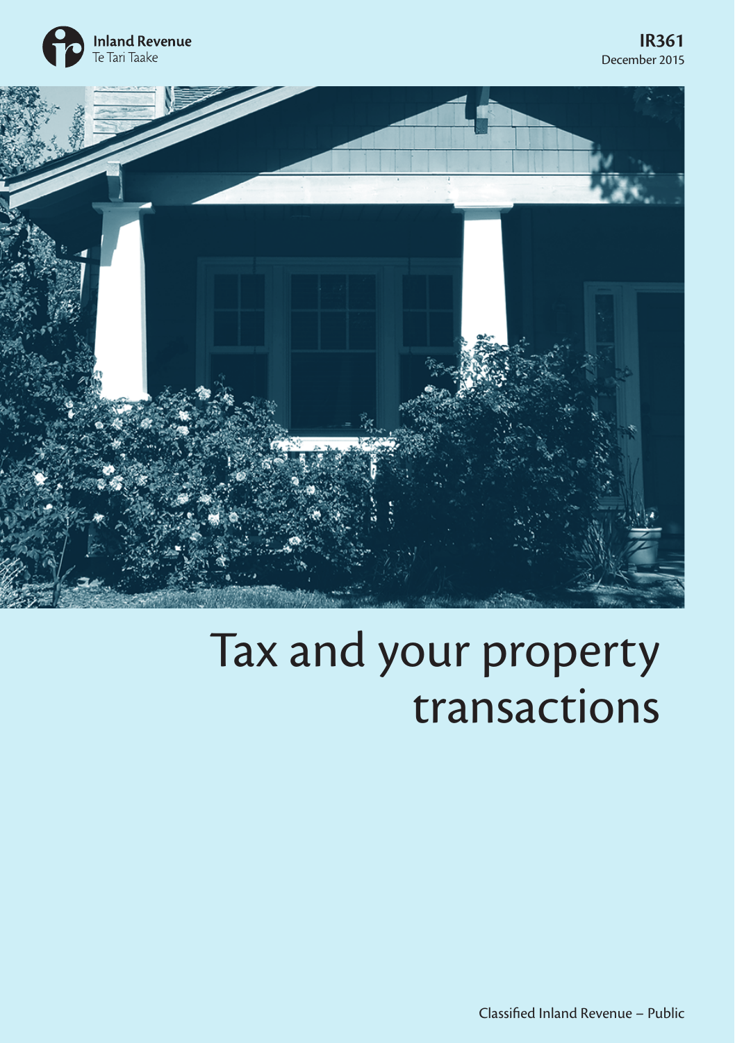Inland Revenue
Te Tari Taake

**IR361**
December 2015

# Tax and your property transactions

Classified Inland Revenue – Public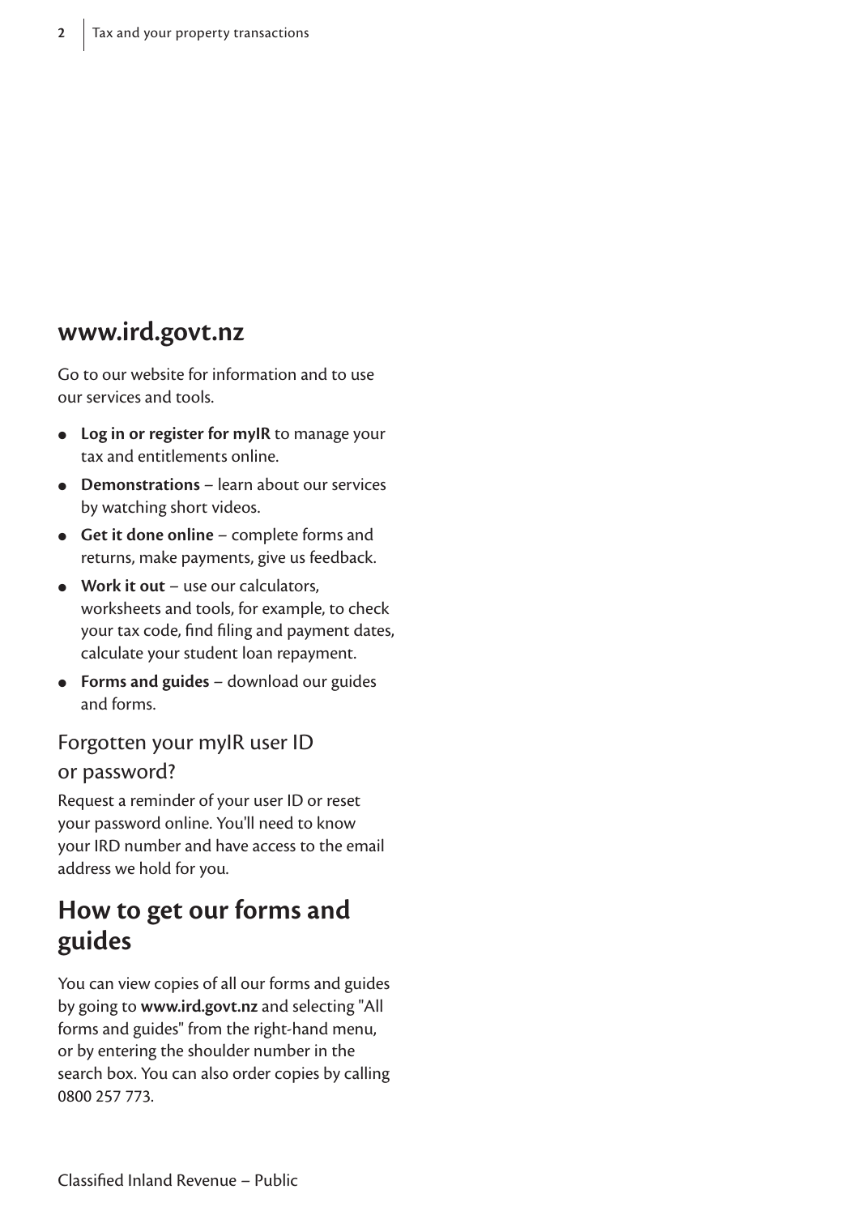## www.ird.govt.nz

Go to our website for information and to use our services and tools.

- **Log in or register for myIR** to manage your tax and entitlements online.
- **Demonstrations** – learn about our services by watching short videos.
- **Get it done online** – complete forms and returns, make payments, give us feedback.
- **Work it out** – use our calculators, worksheets and tools, for example, to check your tax code, find filing and payment dates, calculate your student loan repayment.
- **Forms and guides** – download our guides and forms.

### Forgotten your myIR user ID or password?

Request a reminder of your user ID or reset your password online. You'll need to know your IRD number and have access to the email address we hold for you.

## How to get our forms and guides

You can view copies of all our forms and guides by going to **www.ird.govt.nz** and selecting "All forms and guides" from the right-hand menu, or by entering the shoulder number in the search box. You can also order copies by calling 0800 257 773.

Classified Inland Revenue – Public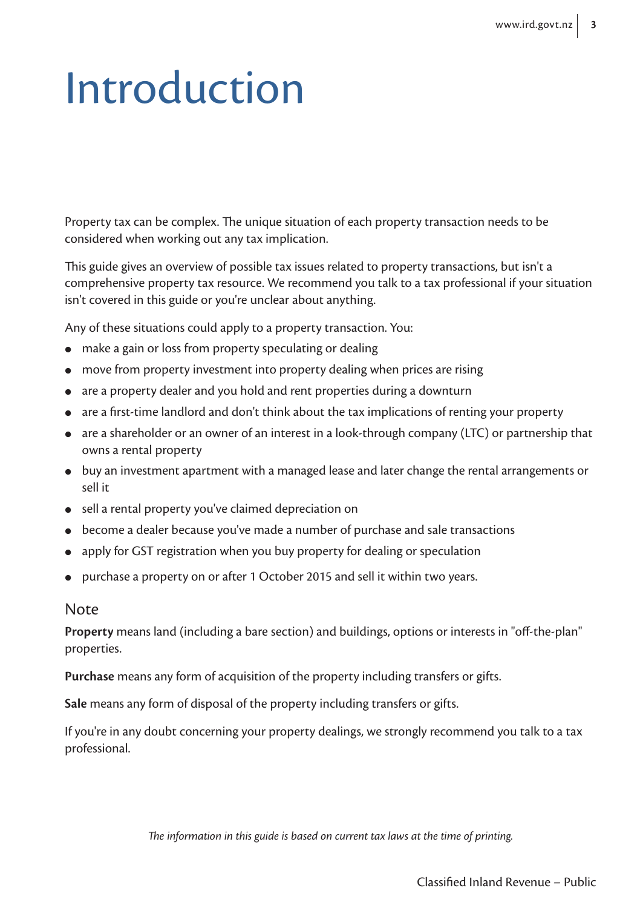# Introduction

Property tax can be complex. The unique situation of each property transaction needs to be considered when working out any tax implication.

This guide gives an overview of possible tax issues related to property transactions, but isn't a comprehensive property tax resource. We recommend you talk to a tax professional if your situation isn't covered in this guide or you're unclear about anything.

Any of these situations could apply to a property transaction. You:

- make a gain or loss from property speculating or dealing
- move from property investment into property dealing when prices are rising
- are a property dealer and you hold and rent properties during a downturn
- are a first-time landlord and don't think about the tax implications of renting your property
- are a shareholder or an owner of an interest in a look-through company (LTC) or partnership that owns a rental property
- buy an investment apartment with a managed lease and later change the rental arrangements or sell it
- sell a rental property you've claimed depreciation on
- become a dealer because you've made a number of purchase and sale transactions
- apply for GST registration when you buy property for dealing or speculation
- purchase a property on or after 1 October 2015 and sell it within two years.

## Note

**Property** means land (including a bare section) and buildings, options or interests in "off-the-plan" properties.

**Purchase** means any form of acquisition of the property including transfers or gifts.

**Sale** means any form of disposal of the property including transfers or gifts.

If you're in any doubt concerning your property dealings, we strongly recommend you talk to a tax professional.

*The information in this guide is based on current tax laws at the time of printing.*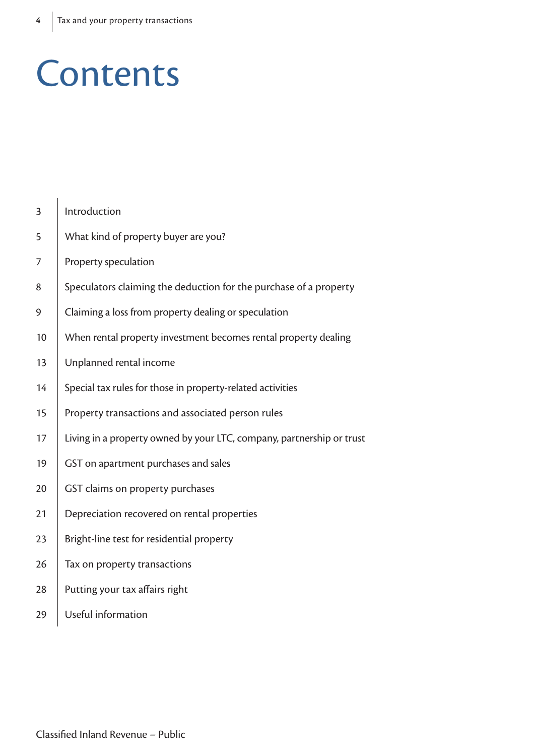# Contents

| | |
|---|---|
| 3 | Introduction |
| 5 | What kind of property buyer are you? |
| 7 | Property speculation |
| 8 | Speculators claiming the deduction for the purchase of a property |
| 9 | Claiming a loss from property dealing or speculation |
| 10 | When rental property investment becomes rental property dealing |
| 13 | Unplanned rental income |
| 14 | Special tax rules for those in property-related activities |
| 15 | Property transactions and associated person rules |
| 17 | Living in a property owned by your LTC, company, partnership or trust |
| 19 | GST on apartment purchases and sales |
| 20 | GST claims on property purchases |
| 21 | Depreciation recovered on rental properties |
| 23 | Bright-line test for residential property |
| 26 | Tax on property transactions |
| 28 | Putting your tax affairs right |
| 29 | Useful information |

Classified Inland Revenue – Public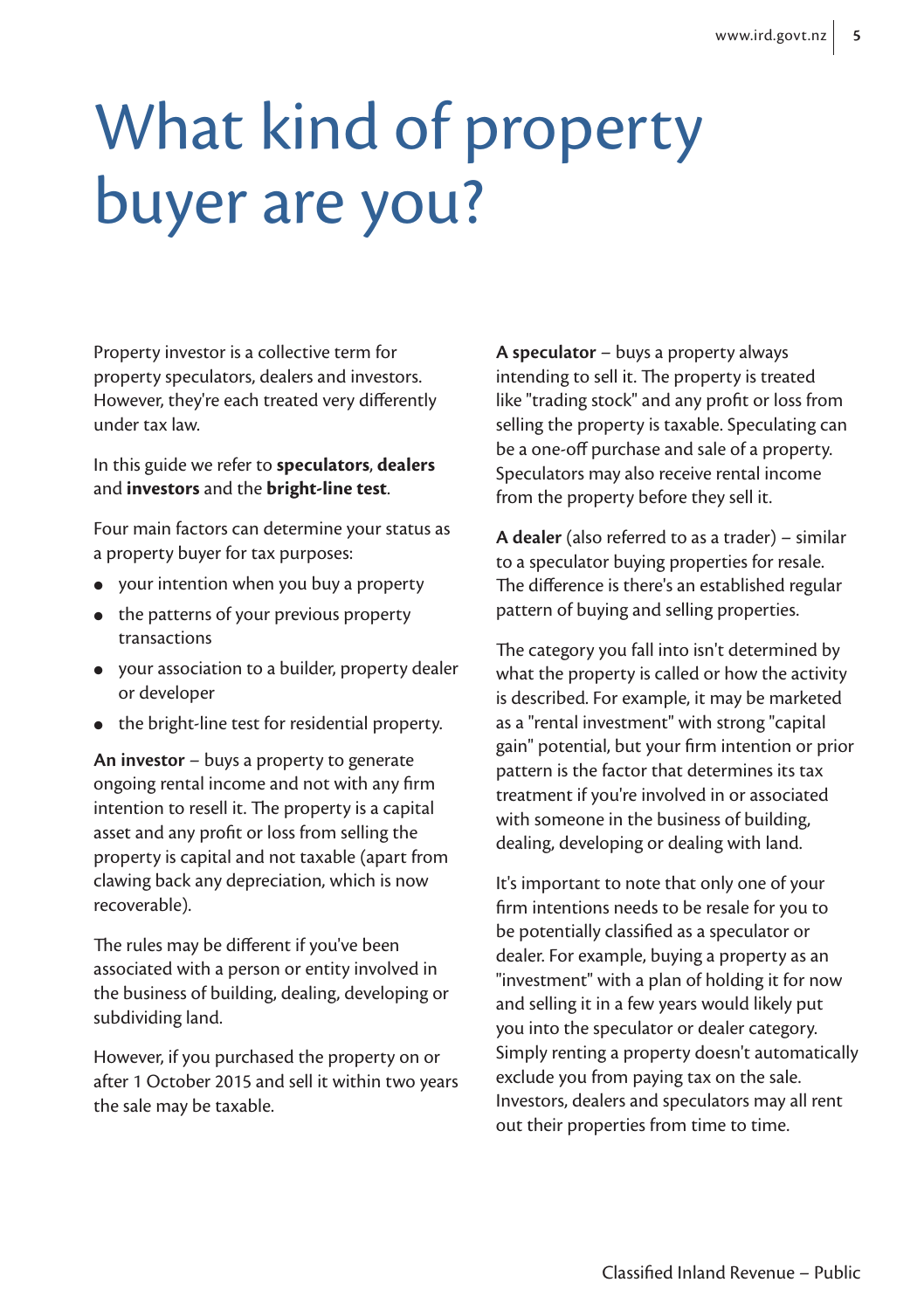# What kind of property buyer are you?

Property investor is a collective term for property speculators, dealers and investors. However, they're each treated very differently under tax law.

In this guide we refer to **speculators**, **dealers** and **investors** and the **bright-line test**.

Four main factors can determine your status as a property buyer for tax purposes:

- your intention when you buy a property
- the patterns of your previous property transactions
- your association to a builder, property dealer or developer
- the bright-line test for residential property.

**An investor** – buys a property to generate ongoing rental income and not with any firm intention to resell it. The property is a capital asset and any profit or loss from selling the property is capital and not taxable (apart from clawing back any depreciation, which is now recoverable).

The rules may be different if you've been associated with a person or entity involved in the business of building, dealing, developing or subdividing land.

However, if you purchased the property on or after 1 October 2015 and sell it within two years the sale may be taxable.

**A speculator** – buys a property always intending to sell it. The property is treated like "trading stock" and any profit or loss from selling the property is taxable. Speculating can be a one-off purchase and sale of a property. Speculators may also receive rental income from the property before they sell it.

**A dealer** (also referred to as a trader) – similar to a speculator buying properties for resale. The difference is there's an established regular pattern of buying and selling properties.

The category you fall into isn't determined by what the property is called or how the activity is described. For example, it may be marketed as a "rental investment" with strong "capital gain" potential, but your firm intention or prior pattern is the factor that determines its tax treatment if you're involved in or associated with someone in the business of building, dealing, developing or dealing with land.

It's important to note that only one of your firm intentions needs to be resale for you to be potentially classified as a speculator or dealer. For example, buying a property as an "investment" with a plan of holding it for now and selling it in a few years would likely put you into the speculator or dealer category. Simply renting a property doesn't automatically exclude you from paying tax on the sale. Investors, dealers and speculators may all rent out their properties from time to time.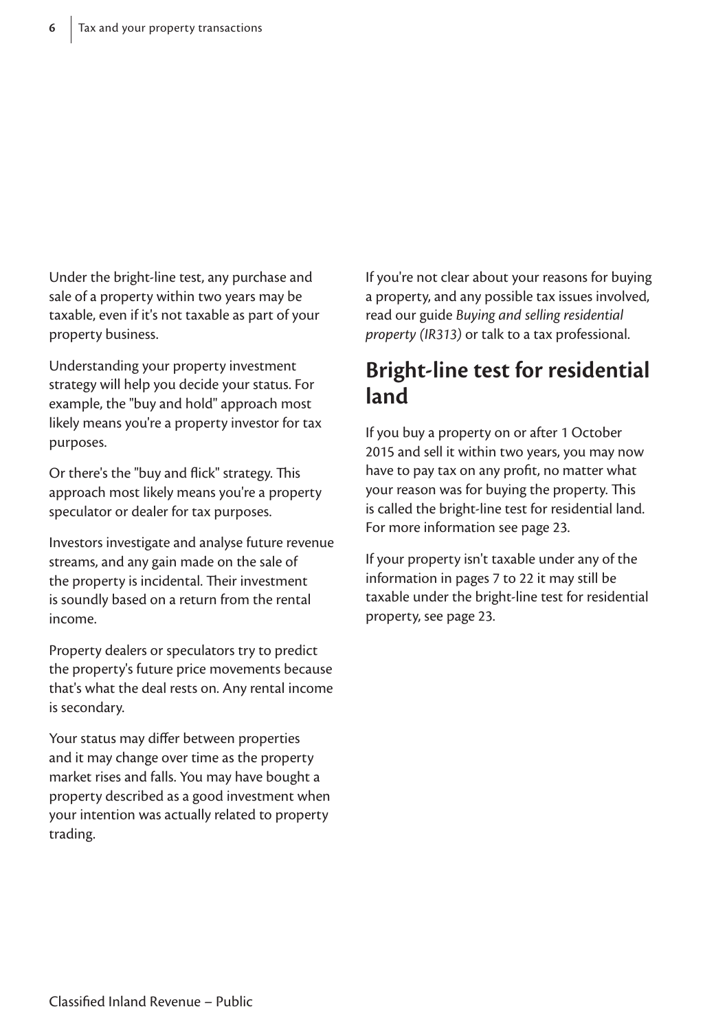Under the bright-line test, any purchase and sale of a property within two years may be taxable, even if it's not taxable as part of your property business.

Understanding your property investment strategy will help you decide your status. For example, the "buy and hold" approach most likely means you're a property investor for tax purposes.

Or there's the "buy and flick" strategy. This approach most likely means you're a property speculator or dealer for tax purposes.

Investors investigate and analyse future revenue streams, and any gain made on the sale of the property is incidental. Their investment is soundly based on a return from the rental income.

Property dealers or speculators try to predict the property's future price movements because that's what the deal rests on. Any rental income is secondary.

Your status may differ between properties and it may change over time as the property market rises and falls. You may have bought a property described as a good investment when your intention was actually related to property trading.

If you're not clear about your reasons for buying a property, and any possible tax issues involved, read our guide *Buying and selling residential property (IR313)* or talk to a tax professional.

## Bright-line test for residential land

If you buy a property on or after 1 October 2015 and sell it within two years, you may now have to pay tax on any profit, no matter what your reason was for buying the property. This is called the bright-line test for residential land. For more information see page 23.

If your property isn't taxable under any of the information in pages 7 to 22 it may still be taxable under the bright-line test for residential property, see page 23.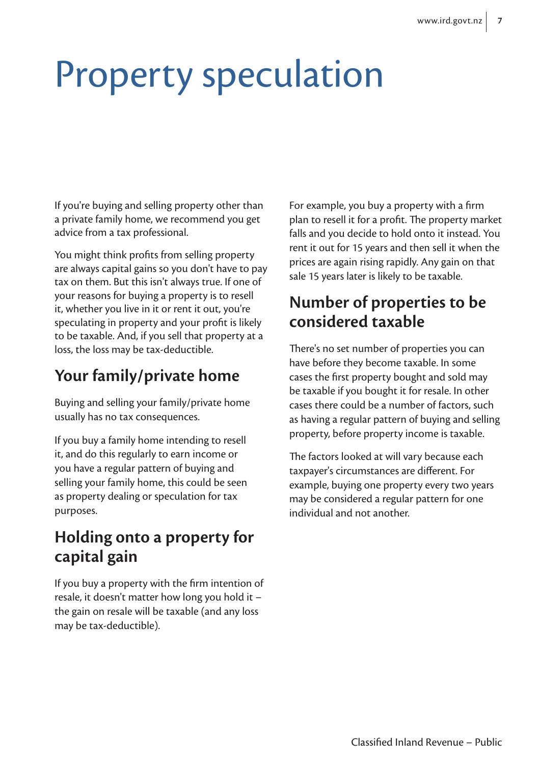# Property speculation

If you're buying and selling property other than a private family home, we recommend you get advice from a tax professional.

You might think profits from selling property are always capital gains so you don't have to pay tax on them. But this isn't always true. If one of your reasons for buying a property is to resell it, whether you live in it or rent it out, you're speculating in property and your profit is likely to be taxable. And, if you sell that property at a loss, the loss may be tax-deductible.

## Your family/private home

Buying and selling your family/private home usually has no tax consequences.

If you buy a family home intending to resell it, and do this regularly to earn income or you have a regular pattern of buying and selling your family home, this could be seen as property dealing or speculation for tax purposes.

## Holding onto a property for capital gain

If you buy a property with the firm intention of resale, it doesn't matter how long you hold it – the gain on resale will be taxable (and any loss may be tax-deductible).

For example, you buy a property with a firm plan to resell it for a profit. The property market falls and you decide to hold onto it instead. You rent it out for 15 years and then sell it when the prices are again rising rapidly. Any gain on that sale 15 years later is likely to be taxable.

## Number of properties to be considered taxable

There's no set number of properties you can have before they become taxable. In some cases the first property bought and sold may be taxable if you bought it for resale. In other cases there could be a number of factors, such as having a regular pattern of buying and selling property, before property income is taxable.

The factors looked at will vary because each taxpayer's circumstances are different. For example, buying one property every two years may be considered a regular pattern for one individual and not another.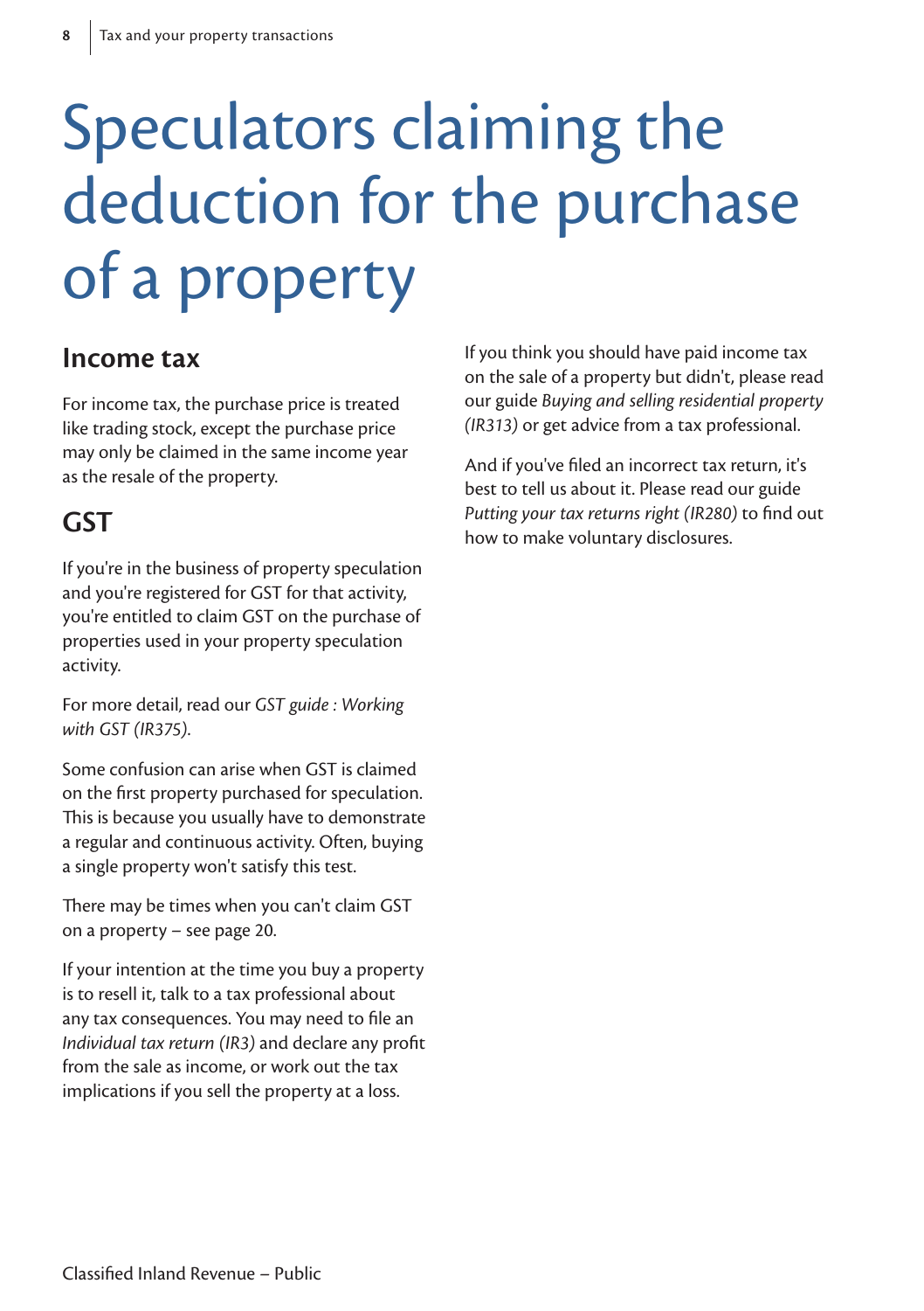# Speculators claiming the deduction for the purchase of a property

## Income tax

For income tax, the purchase price is treated like trading stock, except the purchase price may only be claimed in the same income year as the resale of the property.

## GST

If you're in the business of property speculation and you're registered for GST for that activity, you're entitled to claim GST on the purchase of properties used in your property speculation activity.

For more detail, read our *GST guide : Working with GST (IR375)*.

Some confusion can arise when GST is claimed on the first property purchased for speculation. This is because you usually have to demonstrate a regular and continuous activity. Often, buying a single property won't satisfy this test.

There may be times when you can't claim GST on a property – see page 20.

If your intention at the time you buy a property is to resell it, talk to a tax professional about any tax consequences. You may need to file an *Individual tax return (IR3)* and declare any profit from the sale as income, or work out the tax implications if you sell the property at a loss.

If you think you should have paid income tax on the sale of a property but didn't, please read our guide *Buying and selling residential property (IR313)* or get advice from a tax professional.

And if you've filed an incorrect tax return, it's best to tell us about it. Please read our guide *Putting your tax returns right (IR280)* to find out how to make voluntary disclosures.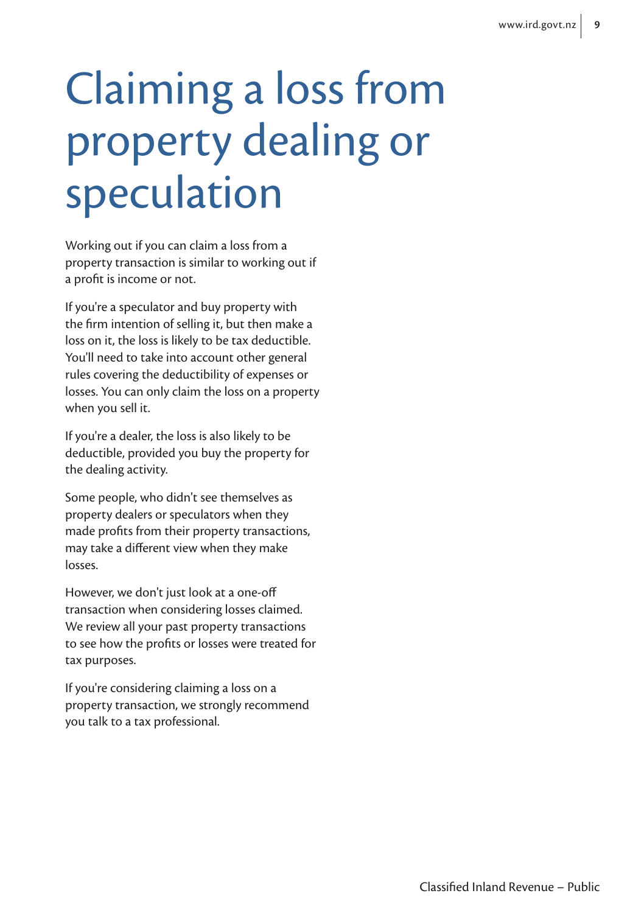# Claiming a loss from property dealing or speculation

Working out if you can claim a loss from a property transaction is similar to working out if a profit is income or not.

If you're a speculator and buy property with the firm intention of selling it, but then make a loss on it, the loss is likely to be tax deductible. You'll need to take into account other general rules covering the deductibility of expenses or losses. You can only claim the loss on a property when you sell it.

If you're a dealer, the loss is also likely to be deductible, provided you buy the property for the dealing activity.

Some people, who didn't see themselves as property dealers or speculators when they made profits from their property transactions, may take a different view when they make losses.

However, we don't just look at a one-off transaction when considering losses claimed. We review all your past property transactions to see how the profits or losses were treated for tax purposes.

If you're considering claiming a loss on a property transaction, we strongly recommend you talk to a tax professional.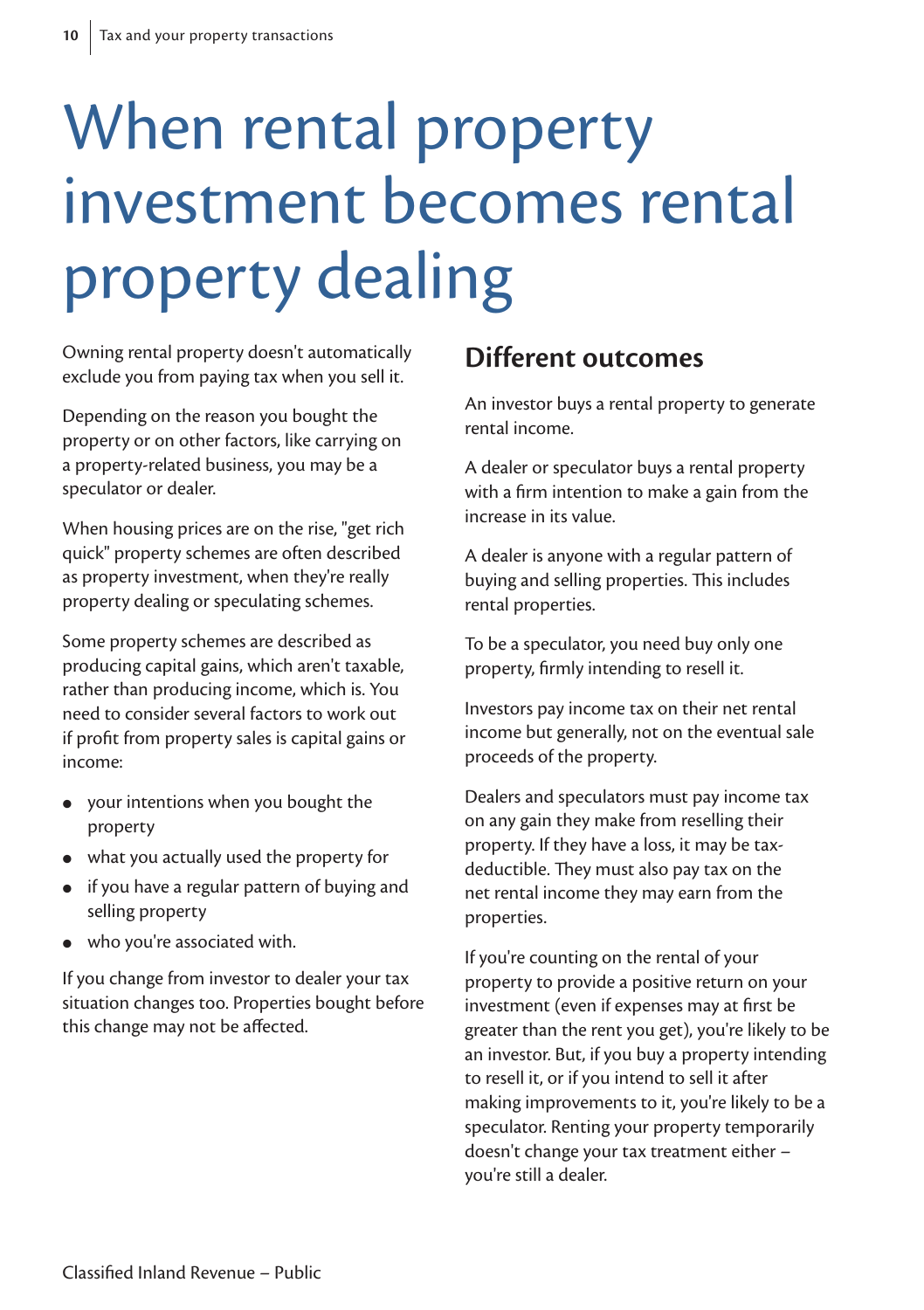# When rental property investment becomes rental property dealing

Owning rental property doesn't automatically exclude you from paying tax when you sell it.

Depending on the reason you bought the property or on other factors, like carrying on a property-related business, you may be a speculator or dealer.

When housing prices are on the rise, "get rich quick" property schemes are often described as property investment, when they're really property dealing or speculating schemes.

Some property schemes are described as producing capital gains, which aren't taxable, rather than producing income, which is. You need to consider several factors to work out if profit from property sales is capital gains or income:

- your intentions when you bought the property
- what you actually used the property for
- if you have a regular pattern of buying and selling property
- who you're associated with.

If you change from investor to dealer your tax situation changes too. Properties bought before this change may not be affected.

## Different outcomes

An investor buys a rental property to generate rental income.

A dealer or speculator buys a rental property with a firm intention to make a gain from the increase in its value.

A dealer is anyone with a regular pattern of buying and selling properties. This includes rental properties.

To be a speculator, you need buy only one property, firmly intending to resell it.

Investors pay income tax on their net rental income but generally, not on the eventual sale proceeds of the property.

Dealers and speculators must pay income tax on any gain they make from reselling their property. If they have a loss, it may be tax-deductible. They must also pay tax on the net rental income they may earn from the properties.

If you're counting on the rental of your property to provide a positive return on your investment (even if expenses may at first be greater than the rent you get), you're likely to be an investor. But, if you buy a property intending to resell it, or if you intend to sell it after making improvements to it, you're likely to be a speculator. Renting your property temporarily doesn't change your tax treatment either – you're still a dealer.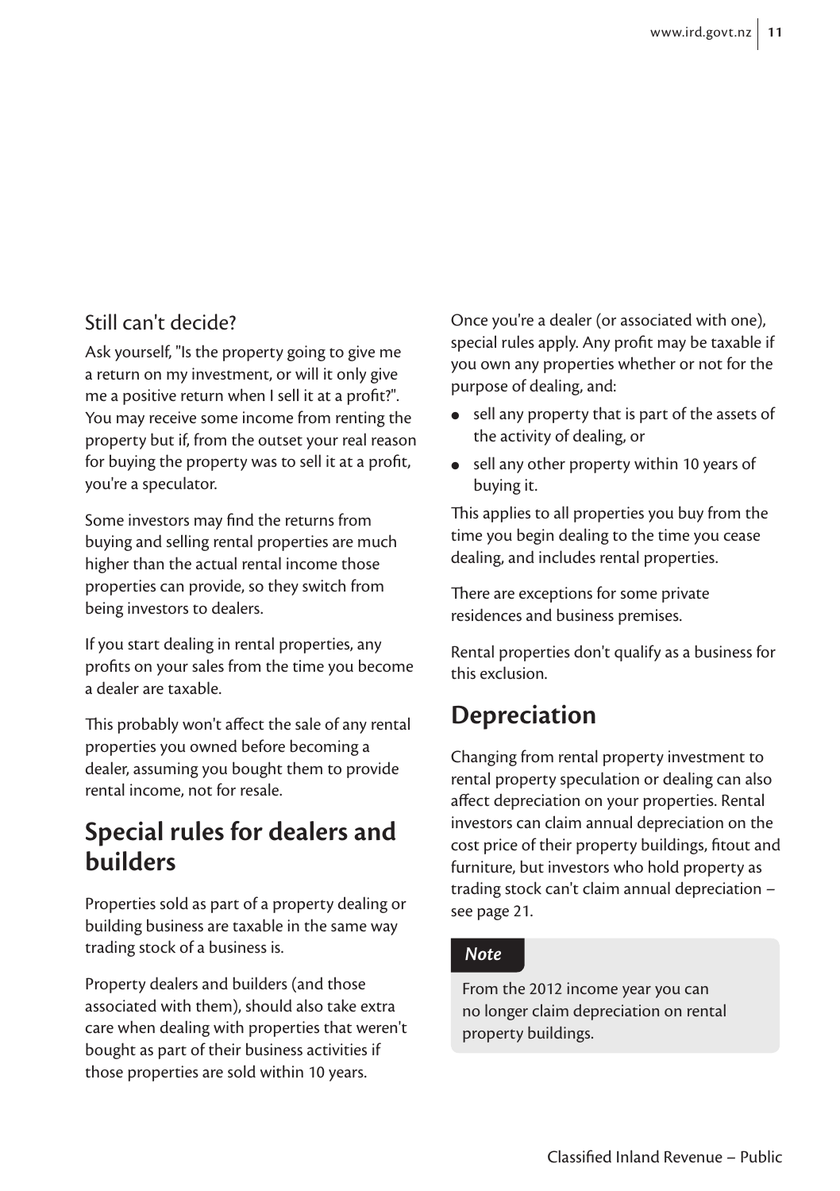### Still can't decide?

Ask yourself, "Is the property going to give me a return on my investment, or will it only give me a positive return when I sell it at a profit?". You may receive some income from renting the property but if, from the outset your real reason for buying the property was to sell it at a profit, you're a speculator.

Some investors may find the returns from buying and selling rental properties are much higher than the actual rental income those properties can provide, so they switch from being investors to dealers.

If you start dealing in rental properties, any profits on your sales from the time you become a dealer are taxable.

This probably won't affect the sale of any rental properties you owned before becoming a dealer, assuming you bought them to provide rental income, not for resale.

## Special rules for dealers and builders

Properties sold as part of a property dealing or building business are taxable in the same way trading stock of a business is.

Property dealers and builders (and those associated with them), should also take extra care when dealing with properties that weren't bought as part of their business activities if those properties are sold within 10 years.

Once you're a dealer (or associated with one), special rules apply. Any profit may be taxable if you own any properties whether or not for the purpose of dealing, and:

- sell any property that is part of the assets of the activity of dealing, or
- sell any other property within 10 years of buying it.

This applies to all properties you buy from the time you begin dealing to the time you cease dealing, and includes rental properties.

There are exceptions for some private residences and business premises.

Rental properties don't qualify as a business for this exclusion.

## Depreciation

Changing from rental property investment to rental property speculation or dealing can also affect depreciation on your properties. Rental investors can claim annual depreciation on the cost price of their property buildings, fitout and furniture, but investors who hold property as trading stock can't claim annual depreciation – see page 21.

> ***Note***
>
> From the 2012 income year you can no longer claim depreciation on rental property buildings.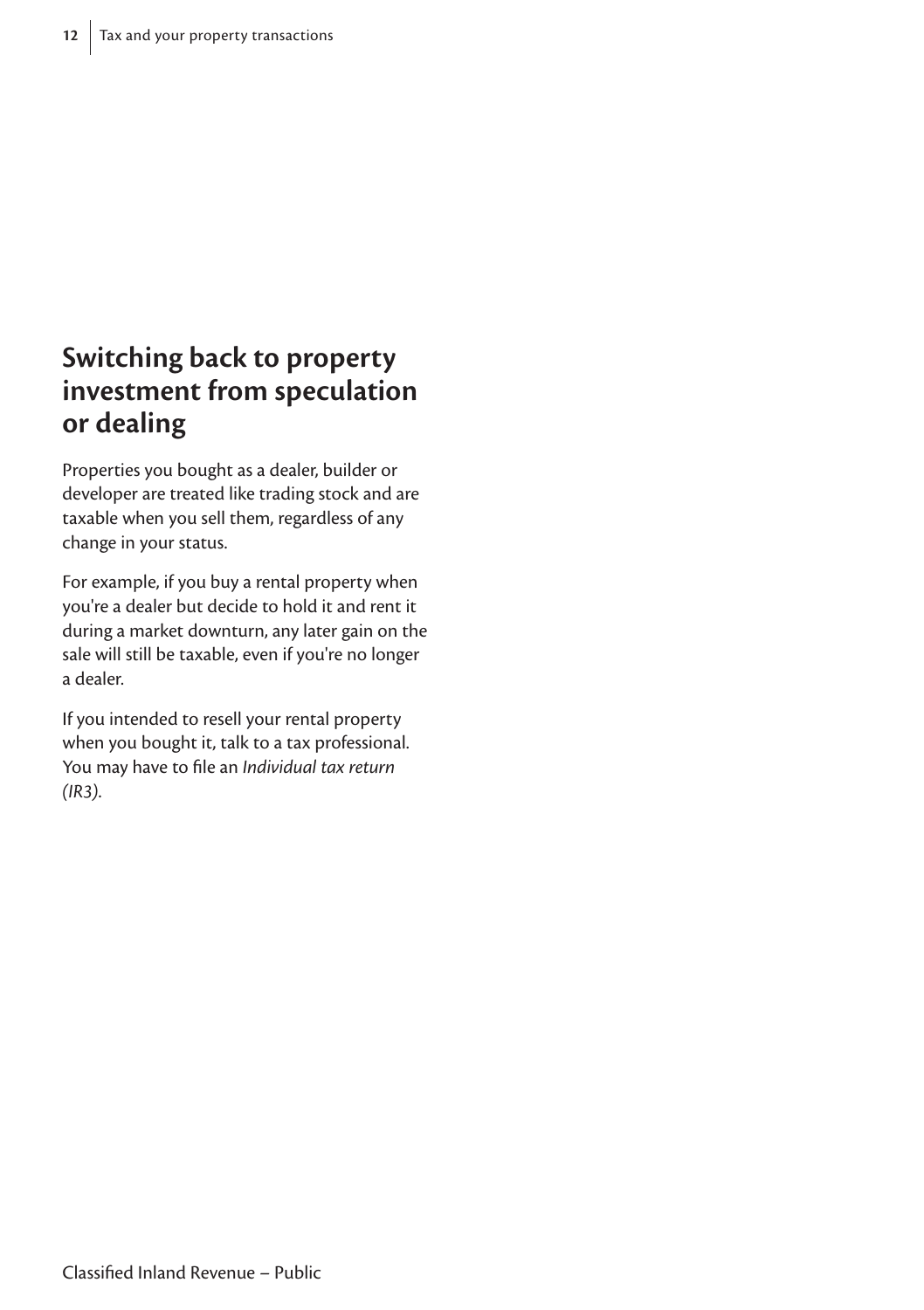## Switching back to property investment from speculation or dealing

Properties you bought as a dealer, builder or developer are treated like trading stock and are taxable when you sell them, regardless of any change in your status.

For example, if you buy a rental property when you're a dealer but decide to hold it and rent it during a market downturn, any later gain on the sale will still be taxable, even if you're no longer a dealer.

If you intended to resell your rental property when you bought it, talk to a tax professional. You may have to file an *Individual tax return (IR3)*.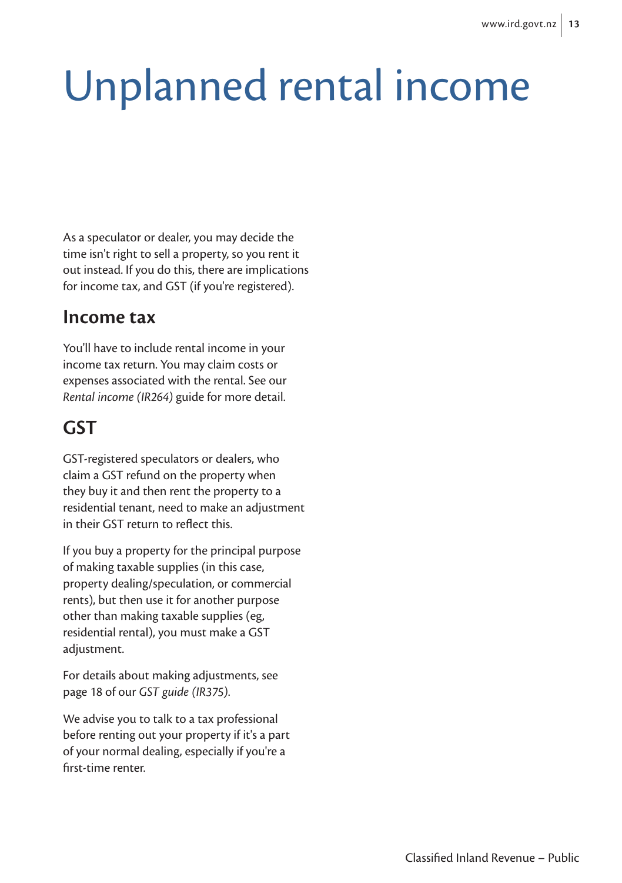# Unplanned rental income

As a speculator or dealer, you may decide the time isn't right to sell a property, so you rent it out instead. If you do this, there are implications for income tax, and GST (if you're registered).

## Income tax

You'll have to include rental income in your income tax return. You may claim costs or expenses associated with the rental. See our *Rental income (IR264)* guide for more detail.

## GST

GST-registered speculators or dealers, who claim a GST refund on the property when they buy it and then rent the property to a residential tenant, need to make an adjustment in their GST return to reflect this.

If you buy a property for the principal purpose of making taxable supplies (in this case, property dealing/speculation, or commercial rents), but then use it for another purpose other than making taxable supplies (eg, residential rental), you must make a GST adjustment.

For details about making adjustments, see page 18 of our *GST guide (IR375)*.

We advise you to talk to a tax professional before renting out your property if it's a part of your normal dealing, especially if you're a first-time renter.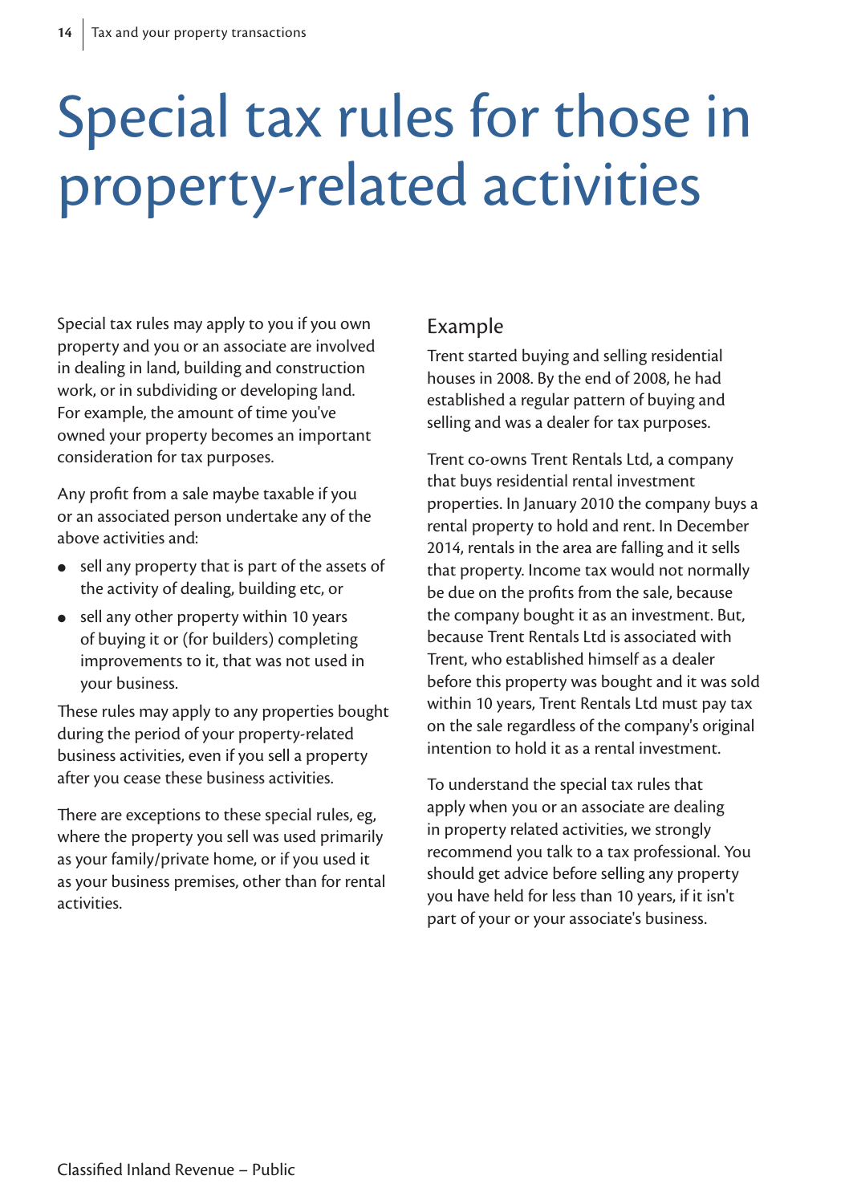# Special tax rules for those in property-related activities

Special tax rules may apply to you if you own property and you or an associate are involved in dealing in land, building and construction work, or in subdividing or developing land. For example, the amount of time you've owned your property becomes an important consideration for tax purposes.

Any profit from a sale maybe taxable if you or an associated person undertake any of the above activities and:

- sell any property that is part of the assets of the activity of dealing, building etc, or
- sell any other property within 10 years of buying it or (for builders) completing improvements to it, that was not used in your business.

These rules may apply to any properties bought during the period of your property-related business activities, even if you sell a property after you cease these business activities.

There are exceptions to these special rules, eg, where the property you sell was used primarily as your family/private home, or if you used it as your business premises, other than for rental activities.

## Example

Trent started buying and selling residential houses in 2008. By the end of 2008, he had established a regular pattern of buying and selling and was a dealer for tax purposes.

Trent co-owns Trent Rentals Ltd, a company that buys residential rental investment properties. In January 2010 the company buys a rental property to hold and rent. In December 2014, rentals in the area are falling and it sells that property. Income tax would not normally be due on the profits from the sale, because the company bought it as an investment. But, because Trent Rentals Ltd is associated with Trent, who established himself as a dealer before this property was bought and it was sold within 10 years, Trent Rentals Ltd must pay tax on the sale regardless of the company's original intention to hold it as a rental investment.

To understand the special tax rules that apply when you or an associate are dealing in property related activities, we strongly recommend you talk to a tax professional. You should get advice before selling any property you have held for less than 10 years, if it isn't part of your or your associate's business.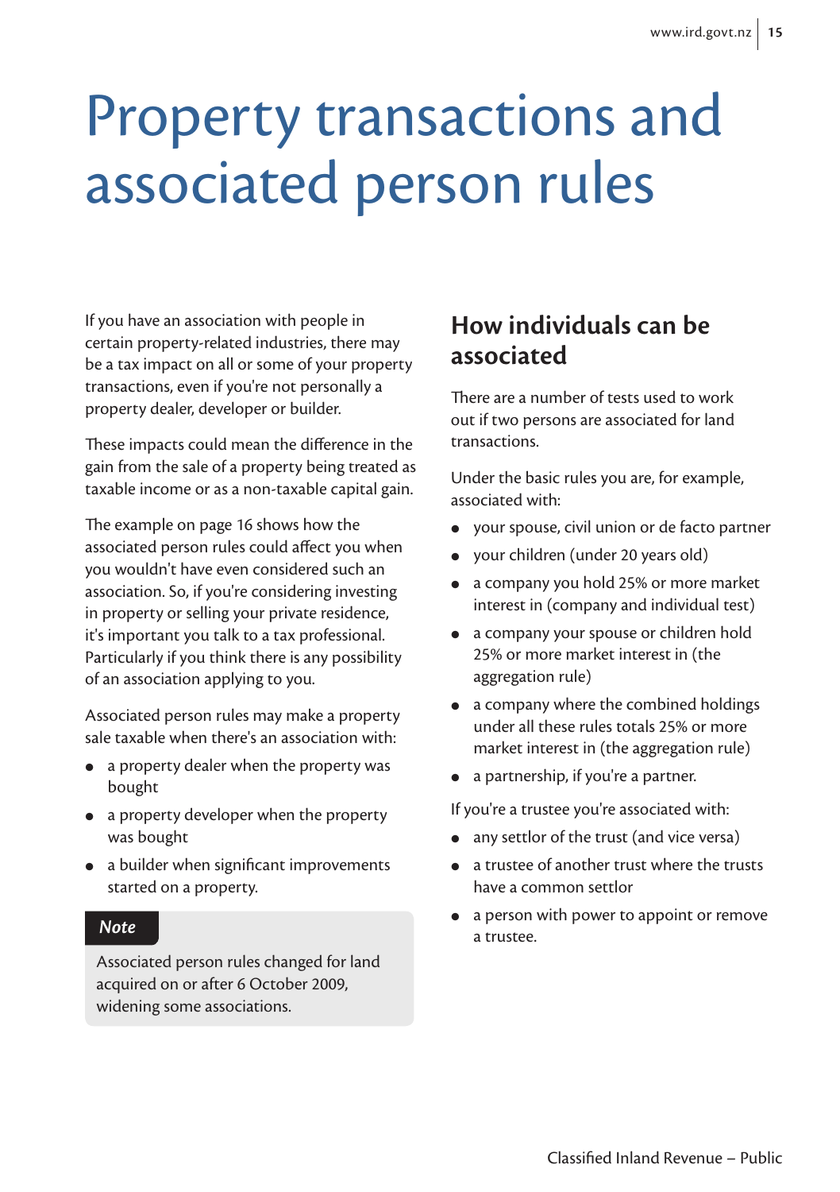# Property transactions and associated person rules

If you have an association with people in certain property-related industries, there may be a tax impact on all or some of your property transactions, even if you're not personally a property dealer, developer or builder.

These impacts could mean the difference in the gain from the sale of a property being treated as taxable income or as a non-taxable capital gain.

The example on page 16 shows how the associated person rules could affect you when you wouldn't have even considered such an association. So, if you're considering investing in property or selling your private residence, it's important you talk to a tax professional. Particularly if you think there is any possibility of an association applying to you.

Associated person rules may make a property sale taxable when there's an association with:

- a property dealer when the property was bought
- a property developer when the property was bought
- a builder when significant improvements started on a property.

> ***Note***
>
> Associated person rules changed for land acquired on or after 6 October 2009, widening some associations.

## How individuals can be associated

There are a number of tests used to work out if two persons are associated for land transactions.

Under the basic rules you are, for example, associated with:

- your spouse, civil union or de facto partner
- your children (under 20 years old)
- a company you hold 25% or more market interest in (company and individual test)
- a company your spouse or children hold 25% or more market interest in (the aggregation rule)
- a company where the combined holdings under all these rules totals 25% or more market interest in (the aggregation rule)
- a partnership, if you're a partner.

If you're a trustee you're associated with:

- any settlor of the trust (and vice versa)
- a trustee of another trust where the trusts have a common settlor
- a person with power to appoint or remove a trustee.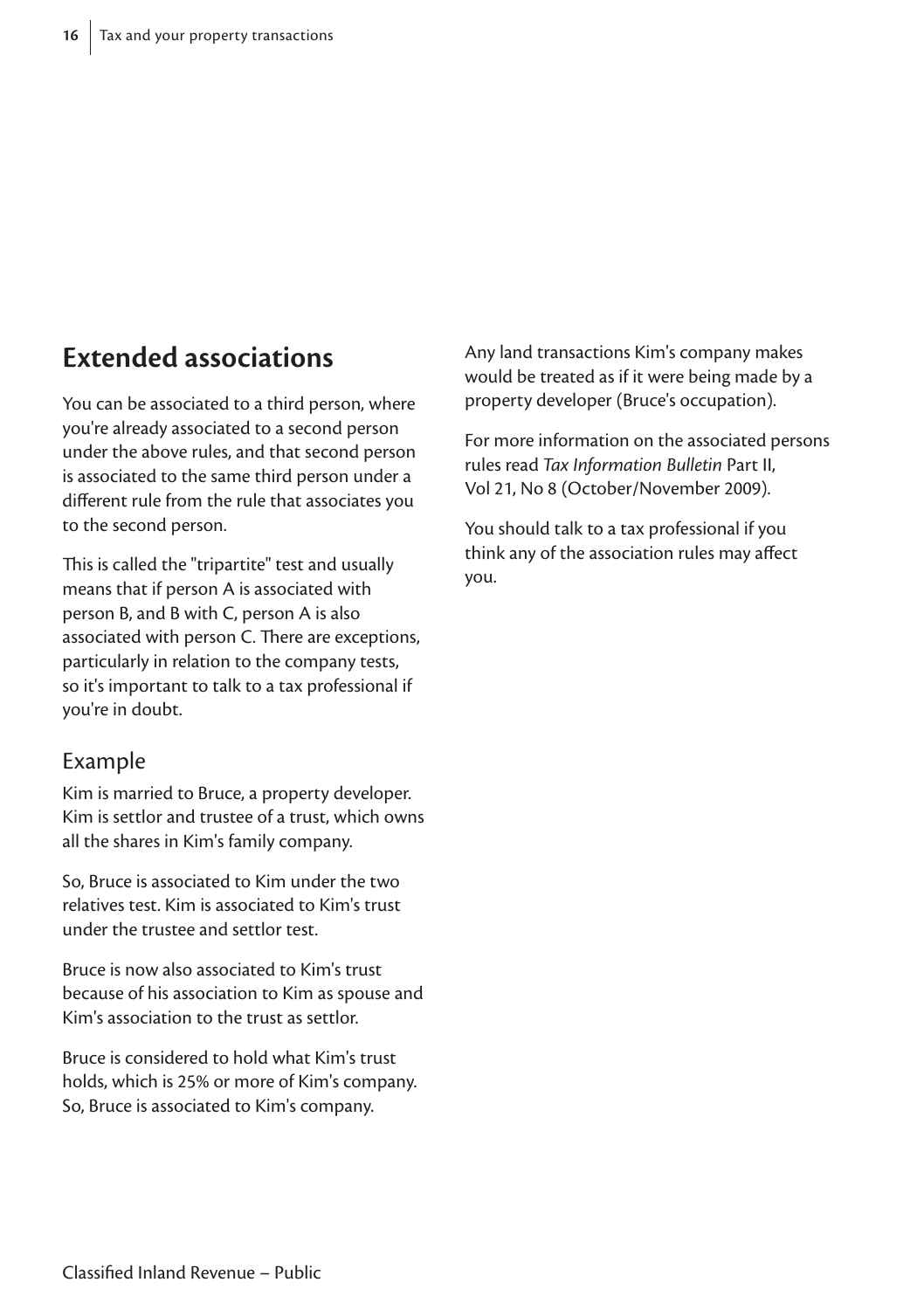## Extended associations

You can be associated to a third person, where you're already associated to a second person under the above rules, and that second person is associated to the same third person under a different rule from the rule that associates you to the second person.

This is called the "tripartite" test and usually means that if person A is associated with person B, and B with C, person A is also associated with person C. There are exceptions, particularly in relation to the company tests, so it's important to talk to a tax professional if you're in doubt.

### Example

Kim is married to Bruce, a property developer. Kim is settlor and trustee of a trust, which owns all the shares in Kim's family company.

So, Bruce is associated to Kim under the two relatives test. Kim is associated to Kim's trust under the trustee and settlor test.

Bruce is now also associated to Kim's trust because of his association to Kim as spouse and Kim's association to the trust as settlor.

Bruce is considered to hold what Kim's trust holds, which is 25% or more of Kim's company. So, Bruce is associated to Kim's company.

Any land transactions Kim's company makes would be treated as if it were being made by a property developer (Bruce's occupation).

For more information on the associated persons rules read *Tax Information Bulletin* Part II, Vol 21, No 8 (October/November 2009).

You should talk to a tax professional if you think any of the association rules may affect you.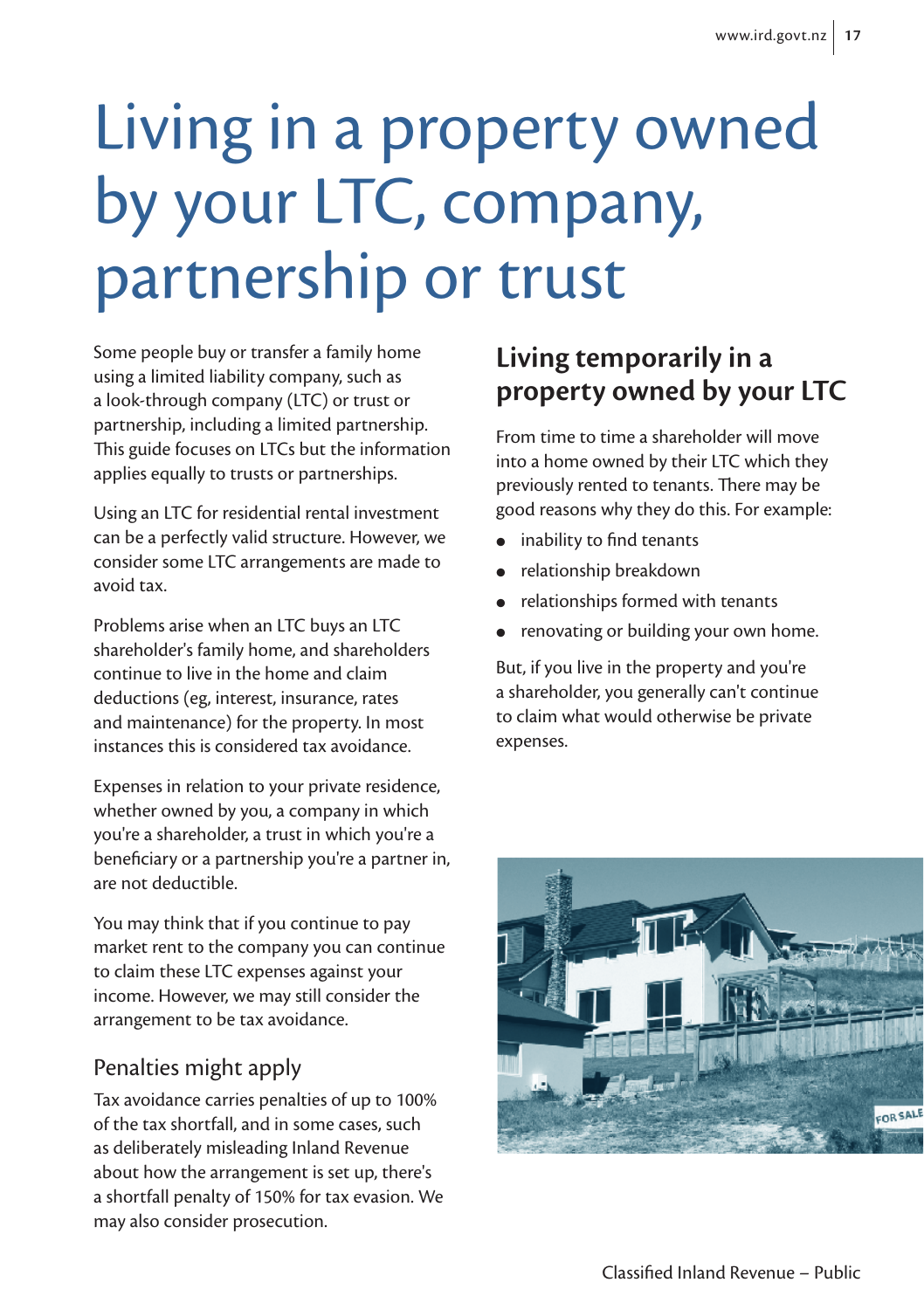# Living in a property owned by your LTC, company, partnership or trust

Some people buy or transfer a family home using a limited liability company, such as a look-through company (LTC) or trust or partnership, including a limited partnership. This guide focuses on LTCs but the information applies equally to trusts or partnerships.

Using an LTC for residential rental investment can be a perfectly valid structure. However, we consider some LTC arrangements are made to avoid tax.

Problems arise when an LTC buys an LTC shareholder's family home, and shareholders continue to live in the home and claim deductions (eg, interest, insurance, rates and maintenance) for the property. In most instances this is considered tax avoidance.

Expenses in relation to your private residence, whether owned by you, a company in which you're a shareholder, a trust in which you're a beneficiary or a partnership you're a partner in, are not deductible.

You may think that if you continue to pay market rent to the company you can continue to claim these LTC expenses against your income. However, we may still consider the arrangement to be tax avoidance.

### Penalties might apply

Tax avoidance carries penalties of up to 100% of the tax shortfall, and in some cases, such as deliberately misleading Inland Revenue about how the arrangement is set up, there's a shortfall penalty of 150% for tax evasion. We may also consider prosecution.

## Living temporarily in a property owned by your LTC

From time to time a shareholder will move into a home owned by their LTC which they previously rented to tenants. There may be good reasons why they do this. For example:

- inability to find tenants
- relationship breakdown
- relationships formed with tenants
- renovating or building your own home.

But, if you live in the property and you're a shareholder, you generally can't continue to claim what would otherwise be private expenses.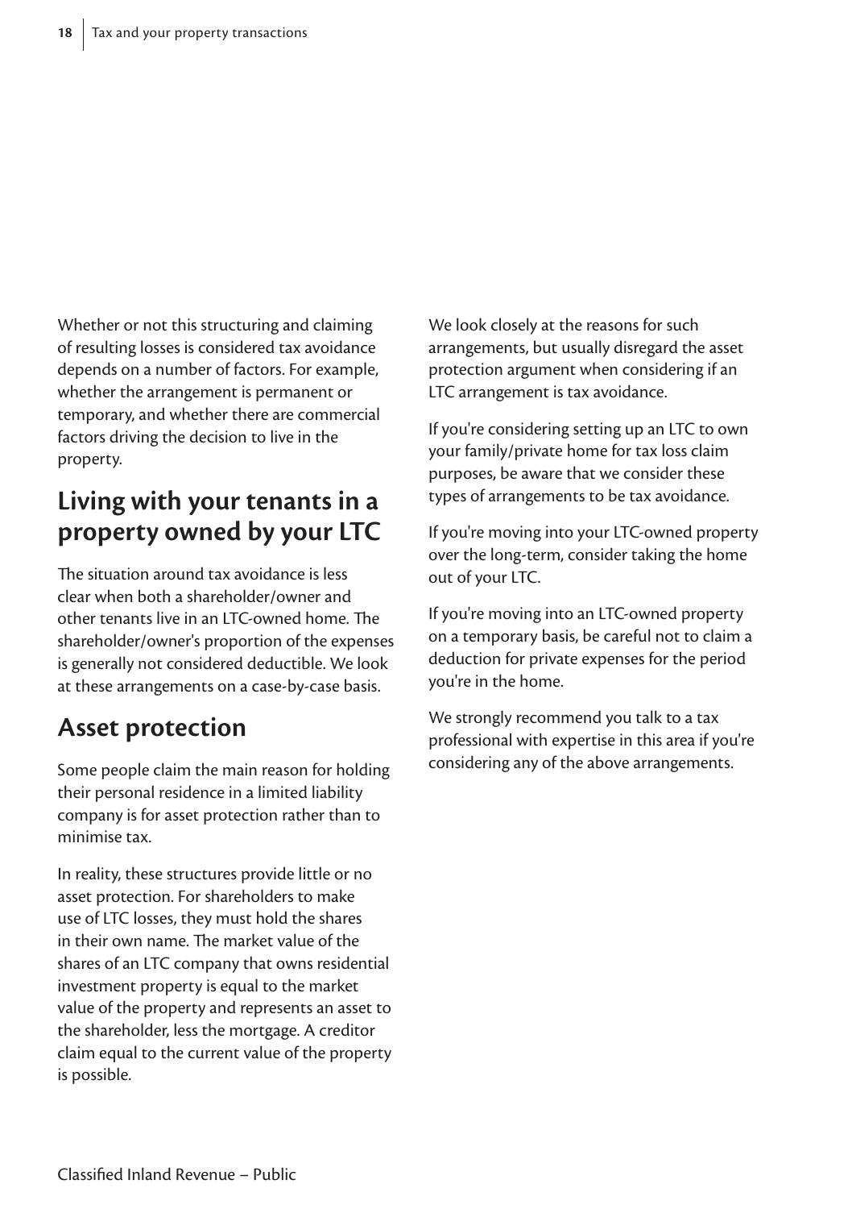Whether or not this structuring and claiming of resulting losses is considered tax avoidance depends on a number of factors. For example, whether the arrangement is permanent or temporary, and whether there are commercial factors driving the decision to live in the property.

## Living with your tenants in a property owned by your LTC

The situation around tax avoidance is less clear when both a shareholder/owner and other tenants live in an LTC-owned home. The shareholder/owner's proportion of the expenses is generally not considered deductible. We look at these arrangements on a case-by-case basis.

## Asset protection

Some people claim the main reason for holding their personal residence in a limited liability company is for asset protection rather than to minimise tax.

In reality, these structures provide little or no asset protection. For shareholders to make use of LTC losses, they must hold the shares in their own name. The market value of the shares of an LTC company that owns residential investment property is equal to the market value of the property and represents an asset to the shareholder, less the mortgage. A creditor claim equal to the current value of the property is possible.

We look closely at the reasons for such arrangements, but usually disregard the asset protection argument when considering if an LTC arrangement is tax avoidance.

If you're considering setting up an LTC to own your family/private home for tax loss claim purposes, be aware that we consider these types of arrangements to be tax avoidance.

If you're moving into your LTC-owned property over the long-term, consider taking the home out of your LTC.

If you're moving into an LTC-owned property on a temporary basis, be careful not to claim a deduction for private expenses for the period you're in the home.

We strongly recommend you talk to a tax professional with expertise in this area if you're considering any of the above arrangements.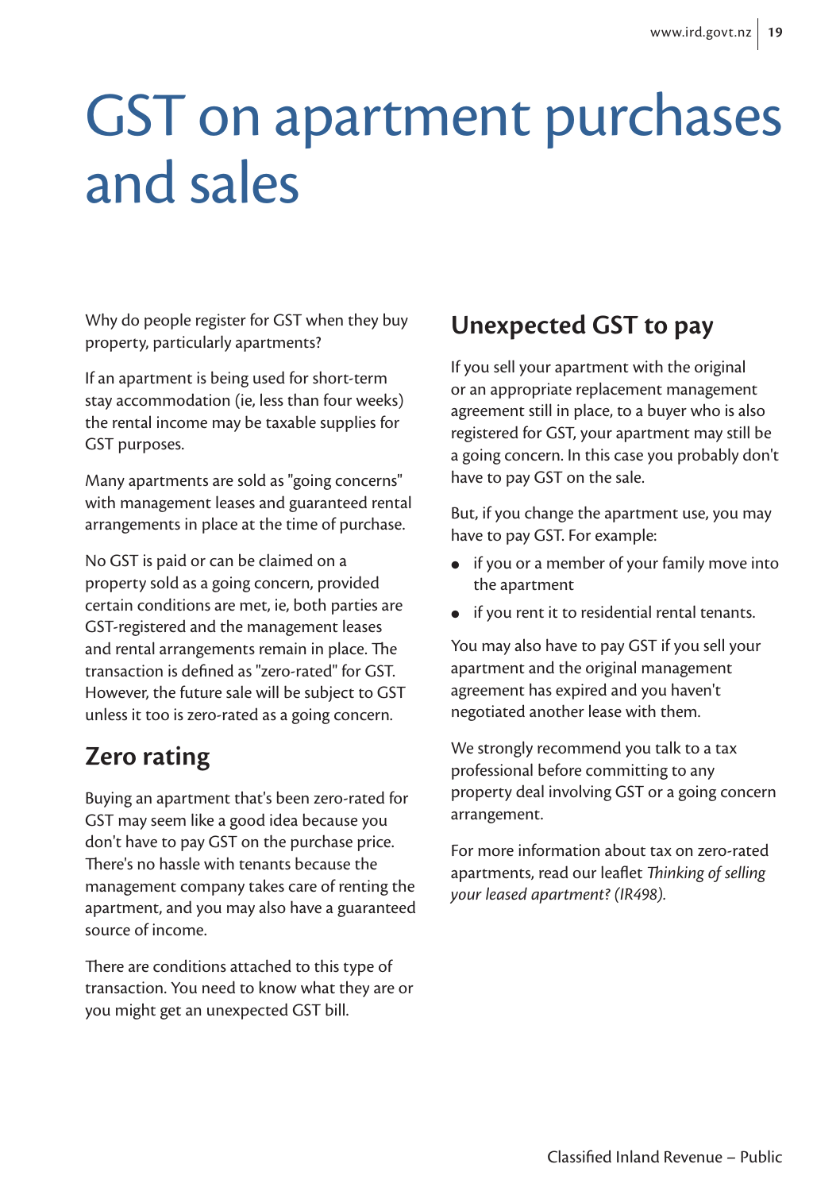# GST on apartment purchases and sales

Why do people register for GST when they buy property, particularly apartments?

If an apartment is being used for short-term stay accommodation (ie, less than four weeks) the rental income may be taxable supplies for GST purposes.

Many apartments are sold as "going concerns" with management leases and guaranteed rental arrangements in place at the time of purchase.

No GST is paid or can be claimed on a property sold as a going concern, provided certain conditions are met, ie, both parties are GST-registered and the management leases and rental arrangements remain in place. The transaction is defined as "zero-rated" for GST. However, the future sale will be subject to GST unless it too is zero-rated as a going concern.

## Zero rating

Buying an apartment that's been zero-rated for GST may seem like a good idea because you don't have to pay GST on the purchase price. There's no hassle with tenants because the management company takes care of renting the apartment, and you may also have a guaranteed source of income.

There are conditions attached to this type of transaction. You need to know what they are or you might get an unexpected GST bill.

## Unexpected GST to pay

If you sell your apartment with the original or an appropriate replacement management agreement still in place, to a buyer who is also registered for GST, your apartment may still be a going concern. In this case you probably don't have to pay GST on the sale.

But, if you change the apartment use, you may have to pay GST. For example:

- if you or a member of your family move into the apartment
- if you rent it to residential rental tenants.

You may also have to pay GST if you sell your apartment and the original management agreement has expired and you haven't negotiated another lease with them.

We strongly recommend you talk to a tax professional before committing to any property deal involving GST or a going concern arrangement.

For more information about tax on zero-rated apartments, read our leaflet *Thinking of selling your leased apartment? (IR498).*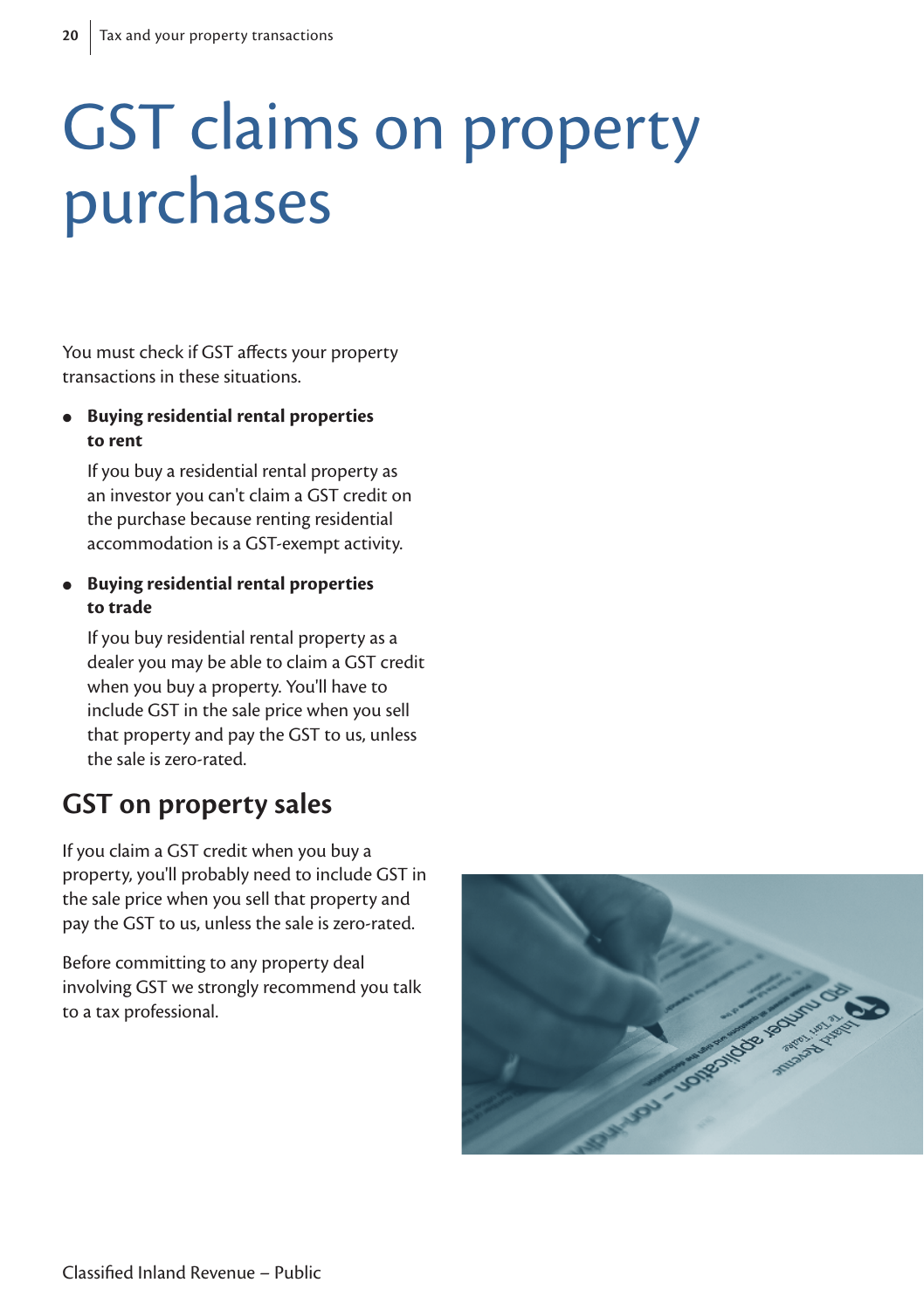# GST claims on property purchases

You must check if GST affects your property transactions in these situations.

- **Buying residential rental properties to rent**

  If you buy a residential rental property as an investor you can't claim a GST credit on the purchase because renting residential accommodation is a GST-exempt activity.

- **Buying residential rental properties to trade**

  If you buy residential rental property as a dealer you may be able to claim a GST credit when you buy a property. You'll have to include GST in the sale price when you sell that property and pay the GST to us, unless the sale is zero-rated.

## GST on property sales

If you claim a GST credit when you buy a property, you'll probably need to include GST in the sale price when you sell that property and pay the GST to us, unless the sale is zero-rated.

Before committing to any property deal involving GST we strongly recommend you talk to a tax professional.

Classified Inland Revenue – Public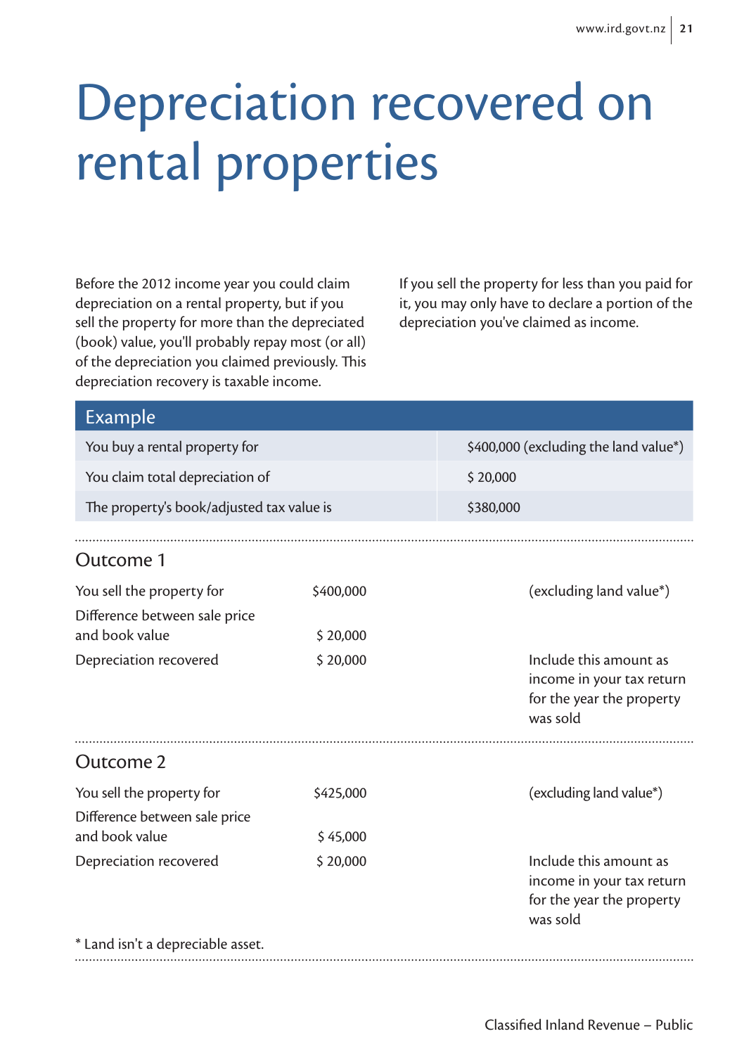# Depreciation recovered on rental properties

Before the 2012 income year you could claim depreciation on a rental property, but if you sell the property for more than the depreciated (book) value, you'll probably repay most (or all) of the depreciation you claimed previously. This depreciation recovery is taxable income.

If you sell the property for less than you paid for it, you may only have to declare a portion of the depreciation you've claimed as income.

| Example | |
|---|---|
| You buy a rental property for | $400,000 (excluding the land value*) |
| You claim total depreciation of | $ 20,000 |
| The property's book/adjusted tax value is | $380,000 |

### Outcome 1

| | | |
|---|---|---|
| You sell the property for | $400,000 | (excluding land value*) |
| Difference between sale price and book value | $ 20,000 | |
| Depreciation recovered | $ 20,000 | Include this amount as income in your tax return for the year the property was sold |

### Outcome 2

| | | |
|---|---|---|
| You sell the property for | $425,000 | (excluding land value*) |
| Difference between sale price and book value | $ 45,000 | |
| Depreciation recovered | $ 20,000 | Include this amount as income in your tax return for the year the property was sold |

* Land isn't a depreciable asset.

Classified Inland Revenue – Public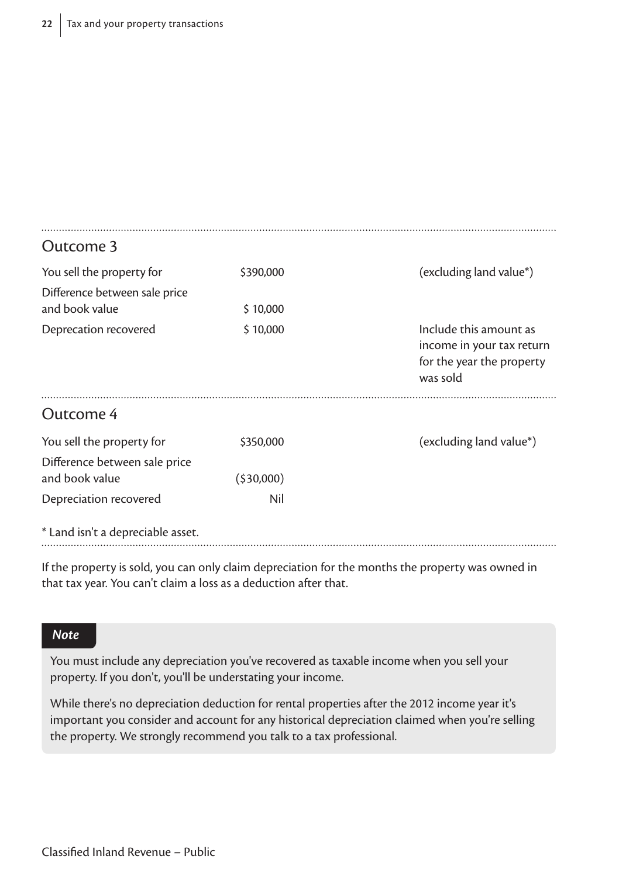## Outcome 3

| | | |
|---|---|---|
| You sell the property for | $390,000 | (excluding land value*) |
| Difference between sale price and book value | $ 10,000 | |
| Deprecation recovered | $ 10,000 | Include this amount as income in your tax return for the year the property was sold |

## Outcome 4

| | | |
|---|---|---|
| You sell the property for | $350,000 | (excluding land value*) |
| Difference between sale price and book value | ($30,000) | |
| Depreciation recovered | Nil | |

* Land isn't a depreciable asset.

If the property is sold, you can only claim depreciation for the months the property was owned in that tax year. You can't claim a loss as a deduction after that.

***Note***

You must include any depreciation you've recovered as taxable income when you sell your property. If you don't, you'll be understating your income.

While there's no depreciation deduction for rental properties after the 2012 income year it's important you consider and account for any historical depreciation claimed when you're selling the property. We strongly recommend you talk to a tax professional.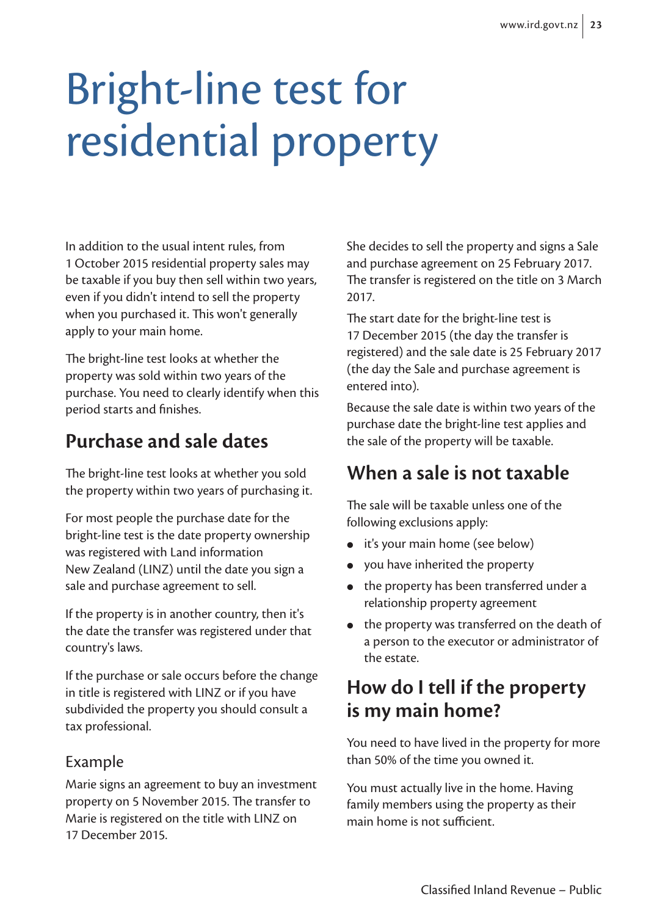# Bright-line test for residential property

In addition to the usual intent rules, from 1 October 2015 residential property sales may be taxable if you buy then sell within two years, even if you didn't intend to sell the property when you purchased it. This won't generally apply to your main home.

The bright-line test looks at whether the property was sold within two years of the purchase. You need to clearly identify when this period starts and finishes.

## Purchase and sale dates

The bright-line test looks at whether you sold the property within two years of purchasing it.

For most people the purchase date for the bright-line test is the date property ownership was registered with Land information New Zealand (LINZ) until the date you sign a sale and purchase agreement to sell.

If the property is in another country, then it's the date the transfer was registered under that country's laws.

If the purchase or sale occurs before the change in title is registered with LINZ or if you have subdivided the property you should consult a tax professional.

### Example

Marie signs an agreement to buy an investment property on 5 November 2015. The transfer to Marie is registered on the title with LINZ on 17 December 2015.

She decides to sell the property and signs a Sale and purchase agreement on 25 February 2017. The transfer is registered on the title on 3 March 2017.

The start date for the bright-line test is 17 December 2015 (the day the transfer is registered) and the sale date is 25 February 2017 (the day the Sale and purchase agreement is entered into).

Because the sale date is within two years of the purchase date the bright-line test applies and the sale of the property will be taxable.

## When a sale is not taxable

The sale will be taxable unless one of the following exclusions apply:

- it's your main home (see below)
- you have inherited the property
- the property has been transferred under a relationship property agreement
- the property was transferred on the death of a person to the executor or administrator of the estate.

## How do I tell if the property is my main home?

You need to have lived in the property for more than 50% of the time you owned it.

You must actually live in the home. Having family members using the property as their main home is not sufficient.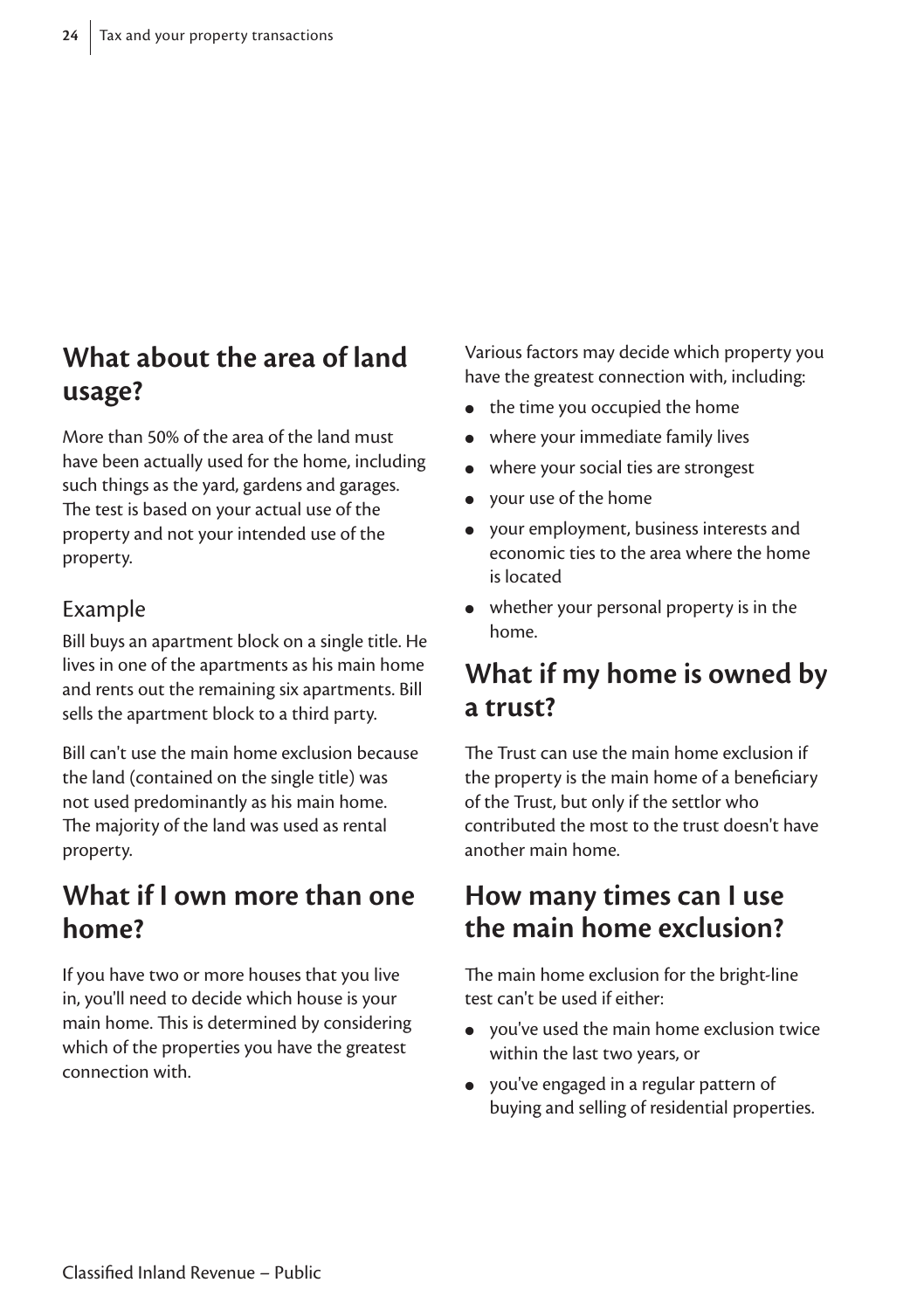## What about the area of land usage?

More than 50% of the area of the land must have been actually used for the home, including such things as the yard, gardens and garages. The test is based on your actual use of the property and not your intended use of the property.

### Example

Bill buys an apartment block on a single title. He lives in one of the apartments as his main home and rents out the remaining six apartments. Bill sells the apartment block to a third party.

Bill can't use the main home exclusion because the land (contained on the single title) was not used predominantly as his main home. The majority of the land was used as rental property.

## What if I own more than one home?

If you have two or more houses that you live in, you'll need to decide which house is your main home. This is determined by considering which of the properties you have the greatest connection with.

Various factors may decide which property you have the greatest connection with, including:

- the time you occupied the home
- where your immediate family lives
- where your social ties are strongest
- your use of the home
- your employment, business interests and economic ties to the area where the home is located
- whether your personal property is in the home.

## What if my home is owned by a trust?

The Trust can use the main home exclusion if the property is the main home of a beneficiary of the Trust, but only if the settlor who contributed the most to the trust doesn't have another main home.

## How many times can I use the main home exclusion?

The main home exclusion for the bright-line test can't be used if either:

- you've used the main home exclusion twice within the last two years, or
- you've engaged in a regular pattern of buying and selling of residential properties.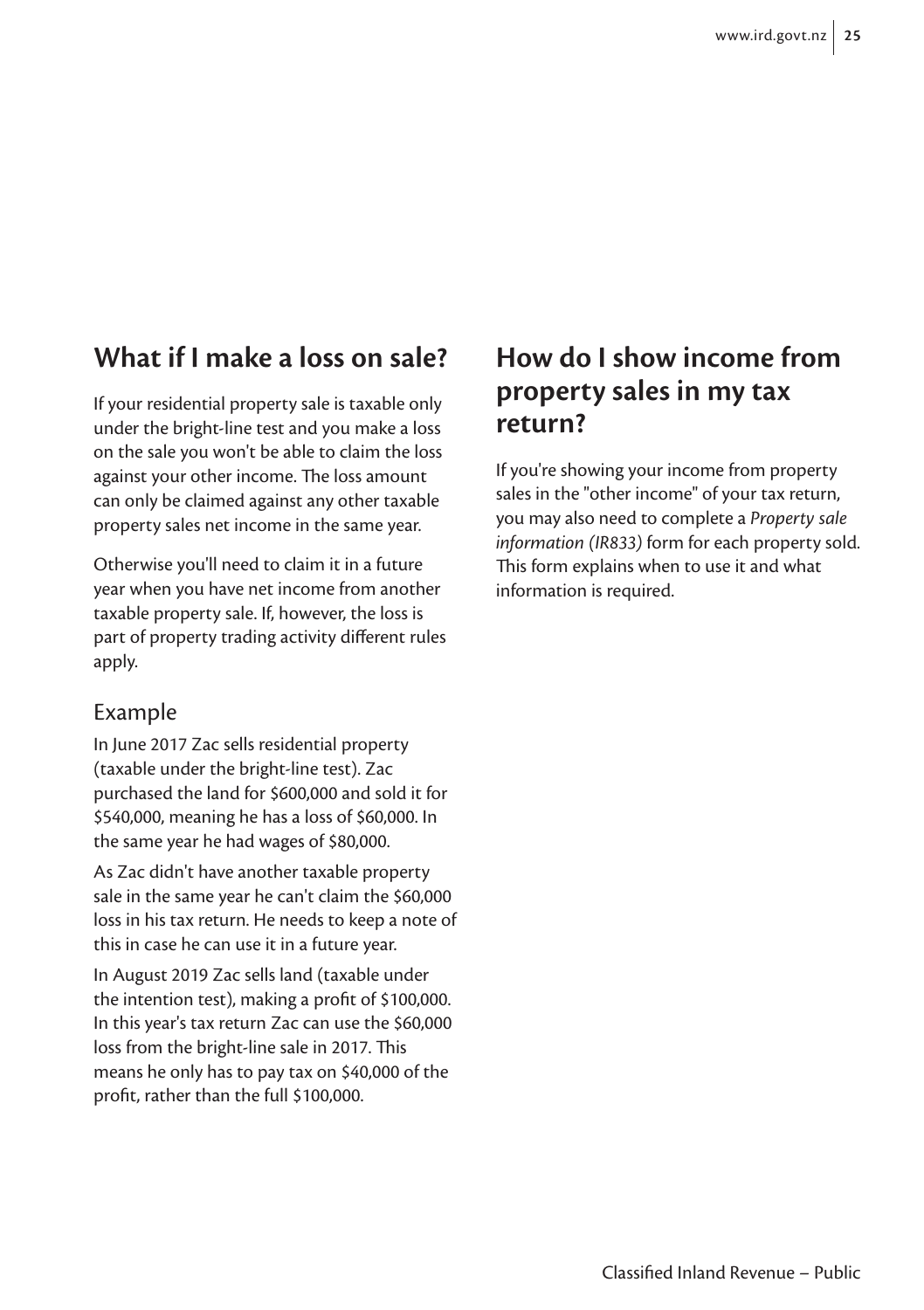## What if I make a loss on sale?

If your residential property sale is taxable only under the bright-line test and you make a loss on the sale you won't be able to claim the loss against your other income. The loss amount can only be claimed against any other taxable property sales net income in the same year.

Otherwise you'll need to claim it in a future year when you have net income from another taxable property sale. If, however, the loss is part of property trading activity different rules apply.

### Example

In June 2017 Zac sells residential property (taxable under the bright-line test). Zac purchased the land for $600,000 and sold it for $540,000, meaning he has a loss of $60,000. In the same year he had wages of $80,000.

As Zac didn't have another taxable property sale in the same year he can't claim the $60,000 loss in his tax return. He needs to keep a note of this in case he can use it in a future year.

In August 2019 Zac sells land (taxable under the intention test), making a profit of $100,000. In this year's tax return Zac can use the $60,000 loss from the bright-line sale in 2017. This means he only has to pay tax on $40,000 of the profit, rather than the full $100,000.

## How do I show income from property sales in my tax return?

If you're showing your income from property sales in the "other income" of your tax return, you may also need to complete a *Property sale information (IR833)* form for each property sold. This form explains when to use it and what information is required.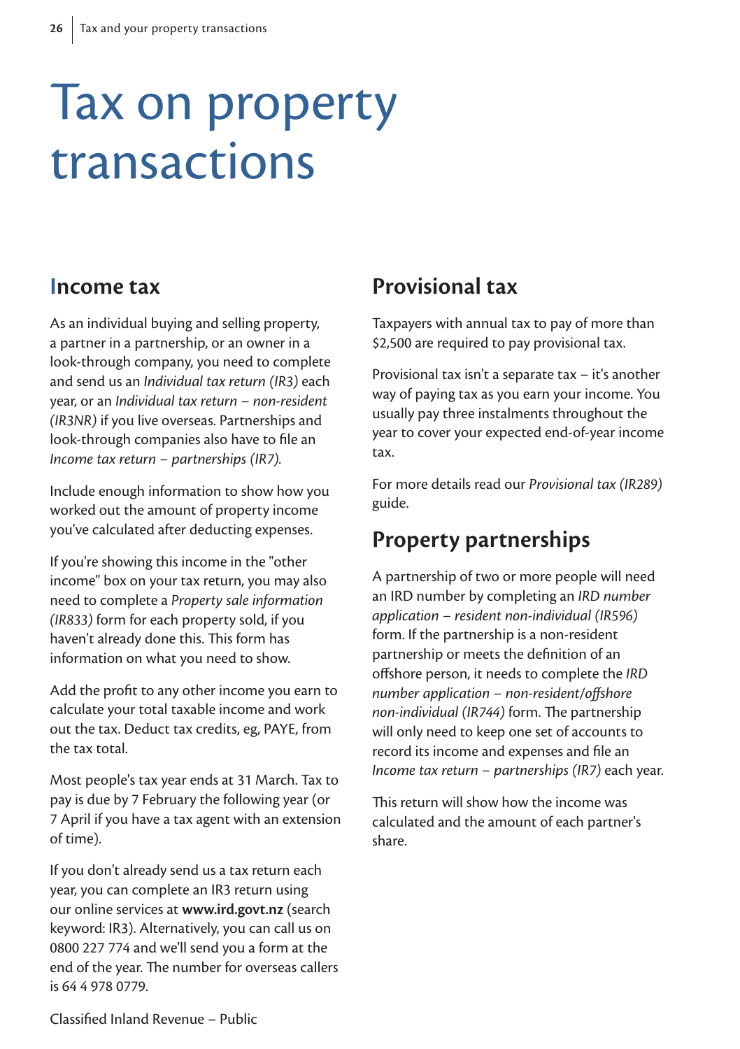# Tax on property transactions

## Income tax

As an individual buying and selling property, a partner in a partnership, or an owner in a look-through company, you need to complete and send us an *Individual tax return (IR3)* each year, or an *Individual tax return – non-resident (IR3NR)* if you live overseas. Partnerships and look-through companies also have to file an *Income tax return – partnerships (IR7).*

Include enough information to show how you worked out the amount of property income you've calculated after deducting expenses.

If you're showing this income in the "other income" box on your tax return, you may also need to complete a *Property sale information (IR833)* form for each property sold, if you haven't already done this. This form has information on what you need to show.

Add the profit to any other income you earn to calculate your total taxable income and work out the tax. Deduct tax credits, eg, PAYE, from the tax total.

Most people's tax year ends at 31 March. Tax to pay is due by 7 February the following year (or 7 April if you have a tax agent with an extension of time).

If you don't already send us a tax return each year, you can complete an IR3 return using our online services at **www.ird.govt.nz** (search keyword: IR3). Alternatively, you can call us on 0800 227 774 and we'll send you a form at the end of the year. The number for overseas callers is 64 4 978 0779.

## Provisional tax

Taxpayers with annual tax to pay of more than $2,500 are required to pay provisional tax.

Provisional tax isn't a separate tax – it's another way of paying tax as you earn your income. You usually pay three instalments throughout the year to cover your expected end-of-year income tax.

For more details read our *Provisional tax (IR289)* guide.

## Property partnerships

A partnership of two or more people will need an IRD number by completing an *IRD number application – resident non-individual (IR596)* form. If the partnership is a non-resident partnership or meets the definition of an offshore person, it needs to complete the *IRD number application – non-resident/offshore non-individual (IR744)* form. The partnership will only need to keep one set of accounts to record its income and expenses and file an *Income tax return – partnerships (IR7)* each year.

This return will show how the income was calculated and the amount of each partner's share.

Classified Inland Revenue – Public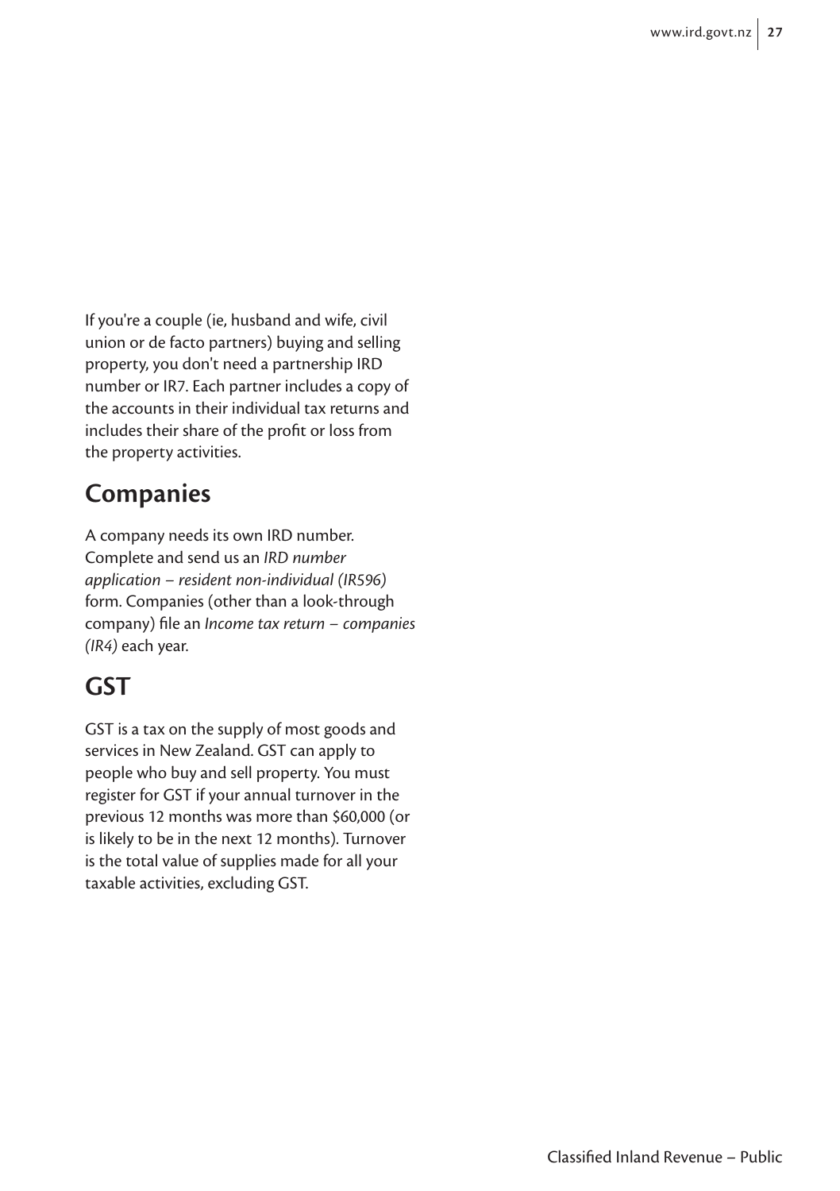If you're a couple (ie, husband and wife, civil union or de facto partners) buying and selling property, you don't need a partnership IRD number or IR7. Each partner includes a copy of the accounts in their individual tax returns and includes their share of the profit or loss from the property activities.

## Companies

A company needs its own IRD number. Complete and send us an *IRD number application – resident non-individual (IR596)* form. Companies (other than a look-through company) file an *Income tax return – companies (IR4)* each year.

## GST

GST is a tax on the supply of most goods and services in New Zealand. GST can apply to people who buy and sell property. You must register for GST if your annual turnover in the previous 12 months was more than $60,000 (or is likely to be in the next 12 months). Turnover is the total value of supplies made for all your taxable activities, excluding GST.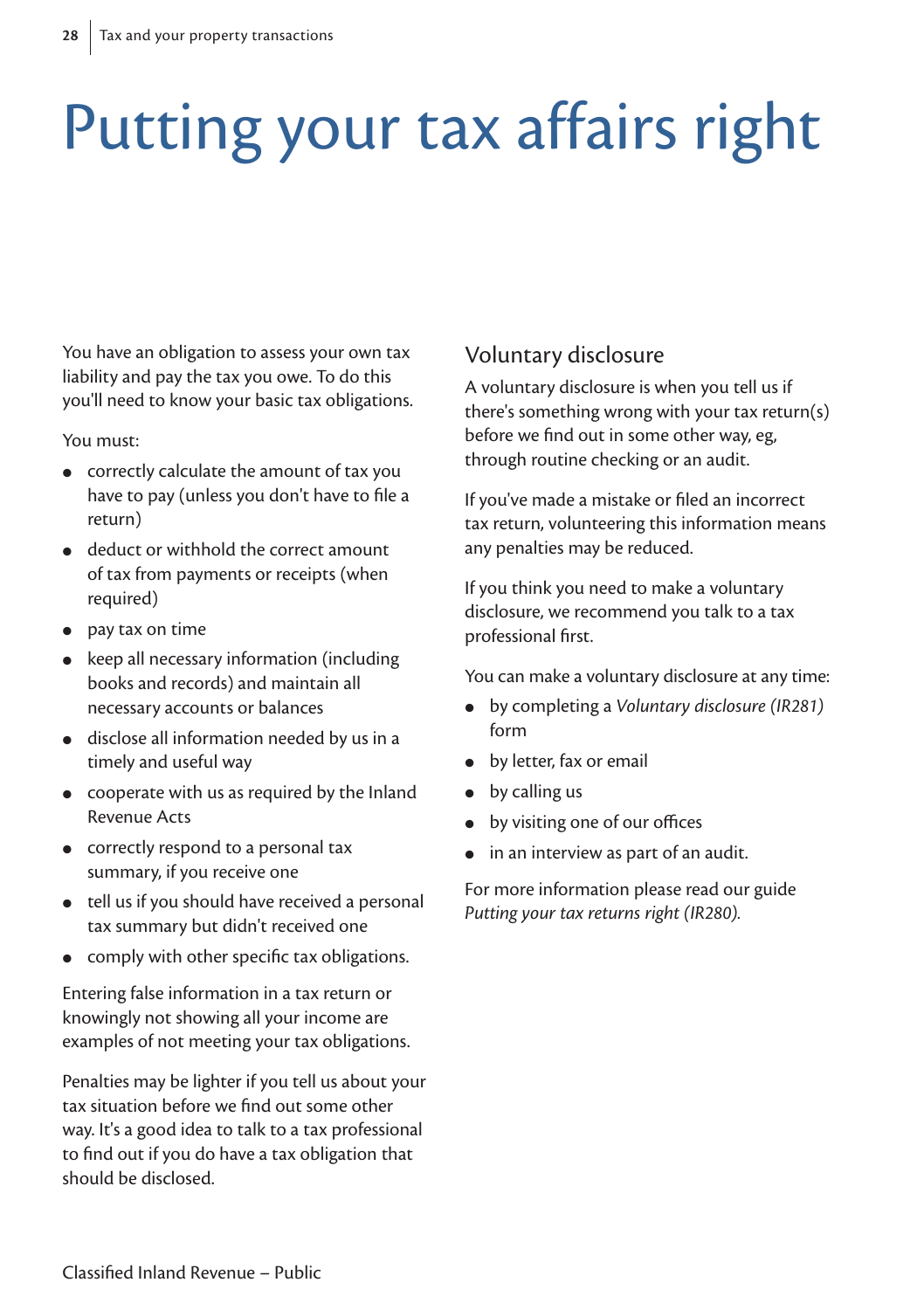# Putting your tax affairs right

You have an obligation to assess your own tax liability and pay the tax you owe. To do this you'll need to know your basic tax obligations.

You must:

- correctly calculate the amount of tax you have to pay (unless you don't have to file a return)
- deduct or withhold the correct amount of tax from payments or receipts (when required)
- pay tax on time
- keep all necessary information (including books and records) and maintain all necessary accounts or balances
- disclose all information needed by us in a timely and useful way
- cooperate with us as required by the Inland Revenue Acts
- correctly respond to a personal tax summary, if you receive one
- tell us if you should have received a personal tax summary but didn't received one
- comply with other specific tax obligations.

Entering false information in a tax return or knowingly not showing all your income are examples of not meeting your tax obligations.

Penalties may be lighter if you tell us about your tax situation before we find out some other way. It's a good idea to talk to a tax professional to find out if you do have a tax obligation that should be disclosed.

## Voluntary disclosure

A voluntary disclosure is when you tell us if there's something wrong with your tax return(s) before we find out in some other way, eg, through routine checking or an audit.

If you've made a mistake or filed an incorrect tax return, volunteering this information means any penalties may be reduced.

If you think you need to make a voluntary disclosure, we recommend you talk to a tax professional first.

You can make a voluntary disclosure at any time:

- by completing a *Voluntary disclosure (IR281)* form
- by letter, fax or email
- by calling us
- by visiting one of our offices
- in an interview as part of an audit.

For more information please read our guide *Putting your tax returns right (IR280).*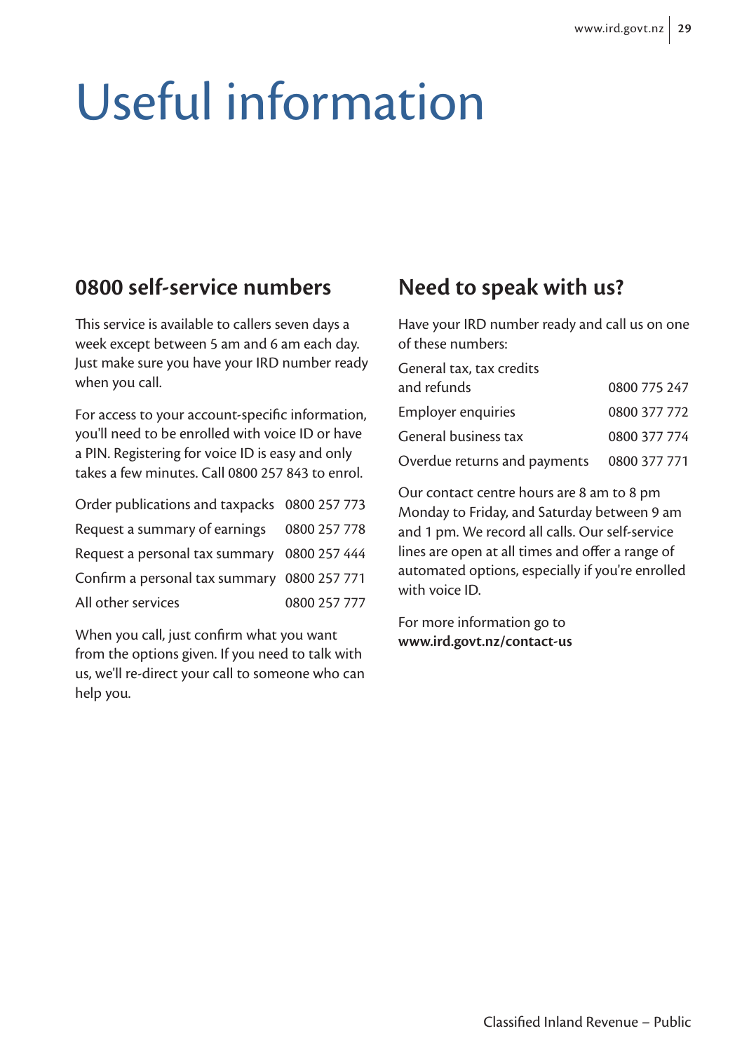# Useful information

## 0800 self-service numbers

This service is available to callers seven days a week except between 5 am and 6 am each day. Just make sure you have your IRD number ready when you call.

For access to your account-specific information, you'll need to be enrolled with voice ID or have a PIN. Registering for voice ID is easy and only takes a few minutes. Call 0800 257 843 to enrol.

| | |
|---|---|
| Order publications and taxpacks | 0800 257 773 |
| Request a summary of earnings | 0800 257 778 |
| Request a personal tax summary | 0800 257 444 |
| Confirm a personal tax summary | 0800 257 771 |
| All other services | 0800 257 777 |

When you call, just confirm what you want from the options given. If you need to talk with us, we'll re-direct your call to someone who can help you.

## Need to speak with us?

Have your IRD number ready and call us on one of these numbers:

| | |
|---|---|
| General tax, tax credits and refunds | 0800 775 247 |
| Employer enquiries | 0800 377 772 |
| General business tax | 0800 377 774 |
| Overdue returns and payments | 0800 377 771 |

Our contact centre hours are 8 am to 8 pm Monday to Friday, and Saturday between 9 am and 1 pm. We record all calls. Our self-service lines are open at all times and offer a range of automated options, especially if you're enrolled with voice ID.

For more information go to **www.ird.govt.nz/contact-us**

Classified Inland Revenue – Public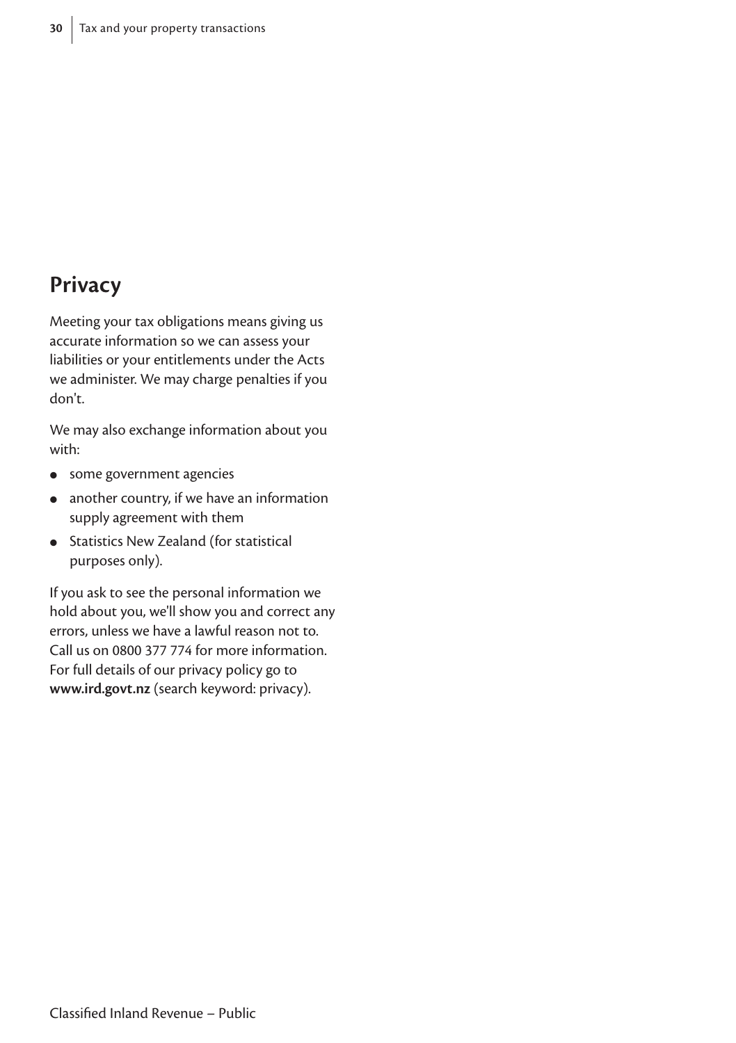## Privacy

Meeting your tax obligations means giving us accurate information so we can assess your liabilities or your entitlements under the Acts we administer. We may charge penalties if you don't.

We may also exchange information about you with:

- some government agencies
- another country, if we have an information supply agreement with them
- Statistics New Zealand (for statistical purposes only).

If you ask to see the personal information we hold about you, we'll show you and correct any errors, unless we have a lawful reason not to. Call us on 0800 377 774 for more information. For full details of our privacy policy go to **www.ird.govt.nz** (search keyword: privacy).

Classified Inland Revenue – Public